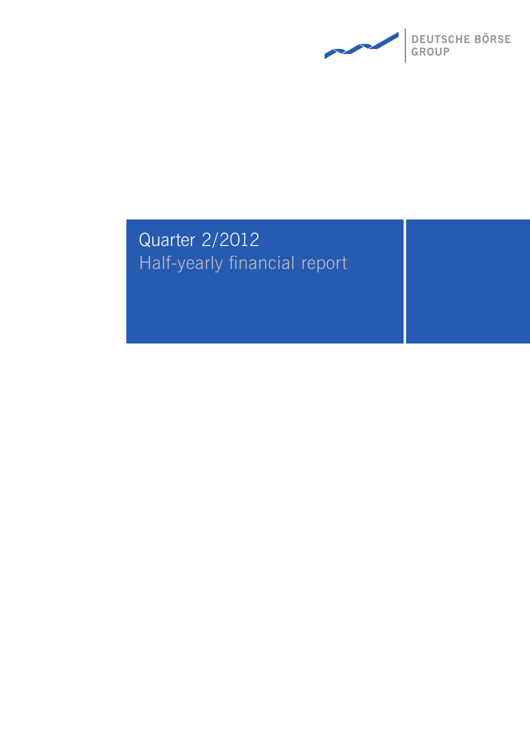DEUTSCHE BÖRSE GROUP

# Quarter 2/2012

## Half-yearly financial report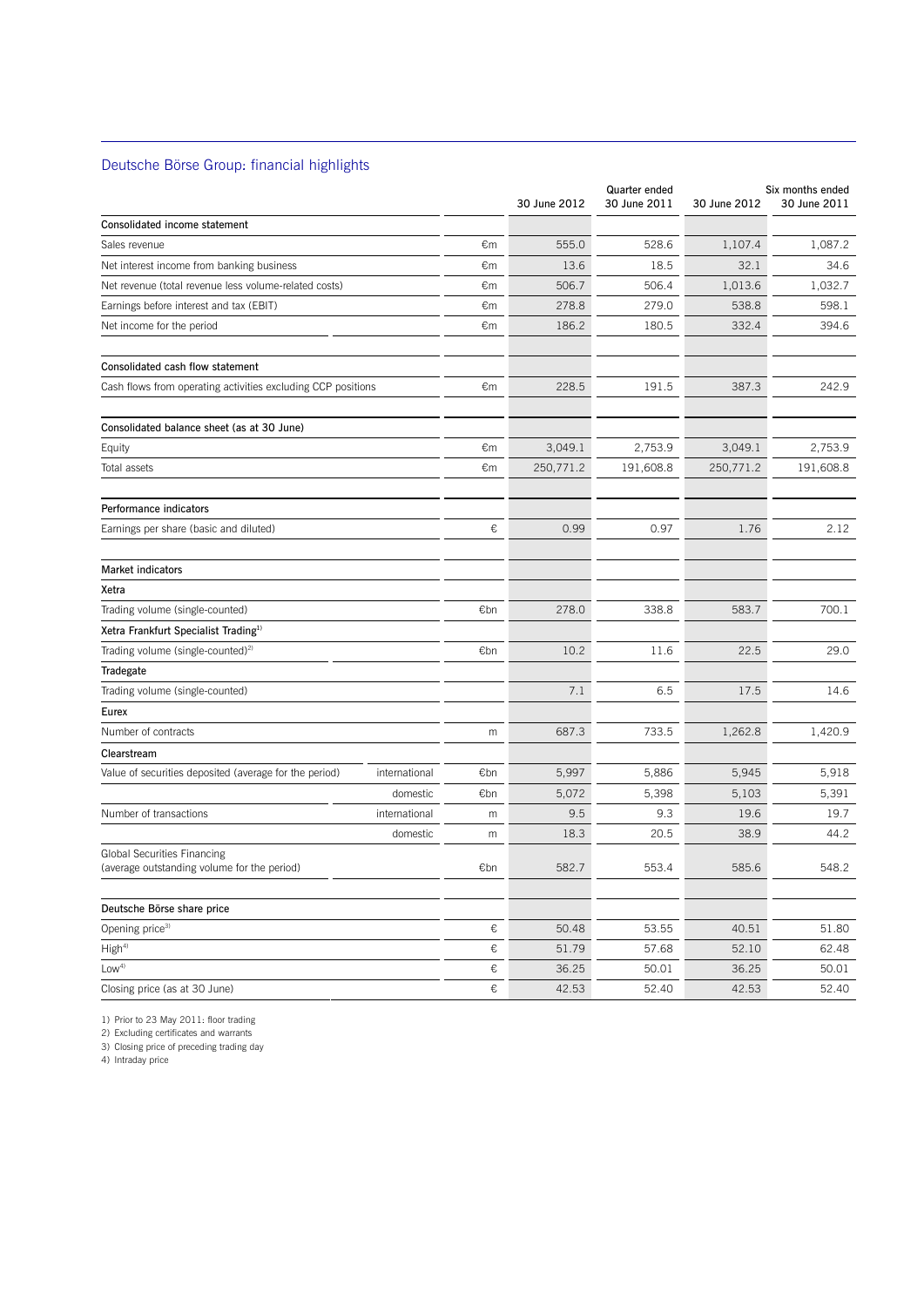## Deutsche Börse Group: financial highlights

| | | | Quarter ended | | Six months ended | |
|---|---|---|---|---|---|---|
| | | | 30 June 2012 | 30 June 2011 | 30 June 2012 | 30 June 2011 |
| **Consolidated income statement** | | | | | | |
| Sales revenue | | €m | 555.0 | 528.6 | 1,107.4 | 1,087.2 |
| Net interest income from banking business | | €m | 13.6 | 18.5 | 32.1 | 34.6 |
| Net revenue (total revenue less volume-related costs) | | €m | 506.7 | 506.4 | 1,013.6 | 1,032.7 |
| Earnings before interest and tax (EBIT) | | €m | 278.8 | 279.0 | 538.8 | 598.1 |
| Net income for the period | | €m | 186.2 | 180.5 | 332.4 | 394.6 |
| **Consolidated cash flow statement** | | | | | | |
| Cash flows from operating activities excluding CCP positions | | €m | 228.5 | 191.5 | 387.3 | 242.9 |
| **Consolidated balance sheet (as at 30 June)** | | | | | | |
| Equity | | €m | 3,049.1 | 2,753.9 | 3,049.1 | 2,753.9 |
| Total assets | | €m | 250,771.2 | 191,608.8 | 250,771.2 | 191,608.8 |
| **Performance indicators** | | | | | | |
| Earnings per share (basic and diluted) | | € | 0.99 | 0.97 | 1.76 | 2.12 |
| **Market indicators** | | | | | | |
| **Xetra** | | | | | | |
| Trading volume (single-counted) | | €bn | 278.0 | 338.8 | 583.7 | 700.1 |
| **Xetra Frankfurt Specialist Trading**[1] | | | | | | |
| Trading volume (single-counted)[2] | | €bn | 10.2 | 11.6 | 22.5 | 29.0 |
| **Tradegate** | | | | | | |
| Trading volume (single-counted) | | | 7.1 | 6.5 | 17.5 | 14.6 |
| **Eurex** | | | | | | |
| Number of contracts | | m | 687.3 | 733.5 | 1,262.8 | 1,420.9 |
| **Clearstream** | | | | | | |
| Value of securities deposited (average for the period) | international | €bn | 5,997 | 5,886 | 5,945 | 5,918 |
| | domestic | €bn | 5,072 | 5,398 | 5,103 | 5,391 |
| Number of transactions | international | m | 9.5 | 9.3 | 19.6 | 19.7 |
| | domestic | m | 18.3 | 20.5 | 38.9 | 44.2 |
| Global Securities Financing (average outstanding volume for the period) | | €bn | 582.7 | 553.4 | 585.6 | 548.2 |
| **Deutsche Börse share price** | | | | | | |
| Opening price[3] | | € | 50.48 | 53.55 | 40.51 | 51.80 |
| High[4] | | € | 51.79 | 57.68 | 52.10 | 62.48 |
| Low[4] | | € | 36.25 | 50.01 | 36.25 | 50.01 |
| Closing price (as at 30 June) | | € | 42.53 | 52.40 | 42.53 | 52.40 |

1) Prior to 23 May 2011: floor trading
2) Excluding certificates and warrants
3) Closing price of preceding trading day
4) Intraday price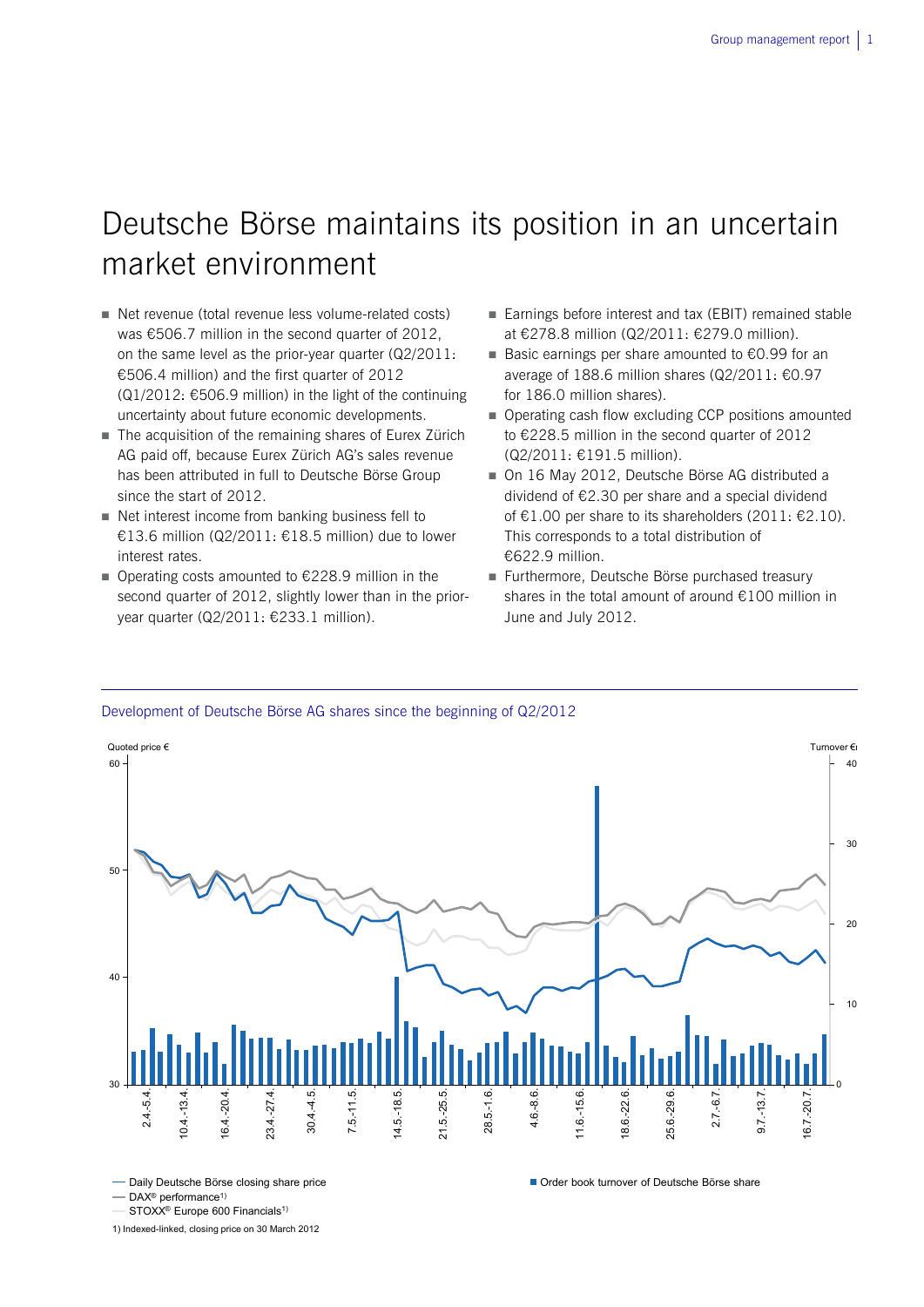# Deutsche Börse maintains its position in an uncertain market environment

- Net revenue (total revenue less volume-related costs) was €506.7 million in the second quarter of 2012, on the same level as the prior-year quarter (Q2/2011: €506.4 million) and the first quarter of 2012 (Q1/2012: €506.9 million) in the light of the continuing uncertainty about future economic developments.
- The acquisition of the remaining shares of Eurex Zürich AG paid off, because Eurex Zürich AG's sales revenue has been attributed in full to Deutsche Börse Group since the start of 2012.
- Net interest income from banking business fell to €13.6 million (Q2/2011: €18.5 million) due to lower interest rates.
- Operating costs amounted to €228.9 million in the second quarter of 2012, slightly lower than in the prior-year quarter (Q2/2011: €233.1 million).
- Earnings before interest and tax (EBIT) remained stable at €278.8 million (Q2/2011: €279.0 million).
- Basic earnings per share amounted to €0.99 for an average of 188.6 million shares (Q2/2011: €0.97 for 186.0 million shares).
- Operating cash flow excluding CCP positions amounted to €228.5 million in the second quarter of 2012 (Q2/2011: €191.5 million).
- On 16 May 2012, Deutsche Börse AG distributed a dividend of €2.30 per share and a special dividend of €1.00 per share to its shareholders (2011: €2.10). This corresponds to a total distribution of €622.9 million.
- Furthermore, Deutsche Börse purchased treasury shares in the total amount of around €100 million in June and July 2012.

Development of Deutsche Börse AG shares since the beginning of Q2/2012

— Daily Deutsche Börse closing share price
— DAX® performance[1]
— STOXX® Europe 600 Financials[1]
■ Order book turnover of Deutsche Börse share

1) Indexed-linked, closing price on 30 March 2012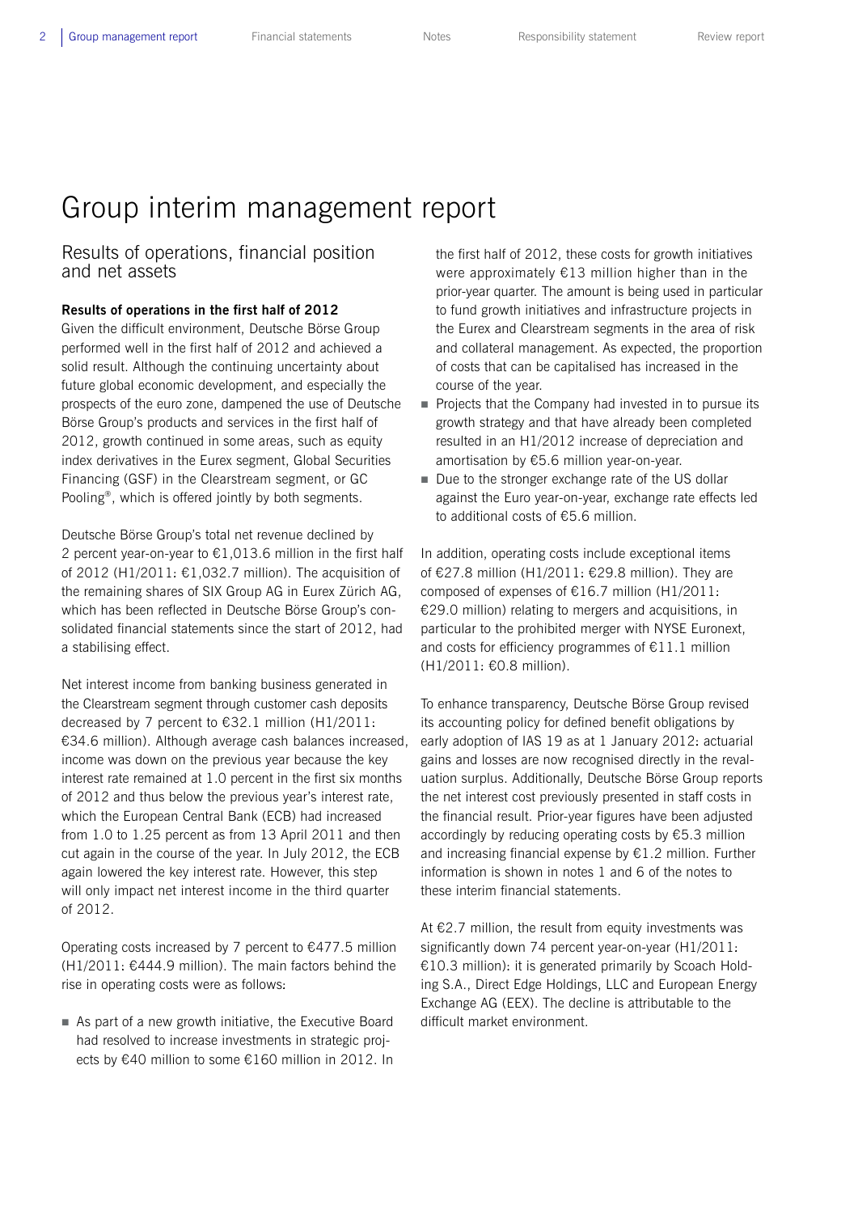# Group interim management report

## Results of operations, financial position and net assets

**Results of operations in the first half of 2012**

Given the difficult environment, Deutsche Börse Group performed well in the first half of 2012 and achieved a solid result. Although the continuing uncertainty about future global economic development, and especially the prospects of the euro zone, dampened the use of Deutsche Börse Group's products and services in the first half of 2012, growth continued in some areas, such as equity index derivatives in the Eurex segment, Global Securities Financing (GSF) in the Clearstream segment, or GC Pooling®, which is offered jointly by both segments.

Deutsche Börse Group's total net revenue declined by 2 percent year-on-year to €1,013.6 million in the first half of 2012 (H1/2011: €1,032.7 million). The acquisition of the remaining shares of SIX Group AG in Eurex Zürich AG, which has been reflected in Deutsche Börse Group's consolidated financial statements since the start of 2012, had a stabilising effect.

Net interest income from banking business generated in the Clearstream segment through customer cash deposits decreased by 7 percent to €32.1 million (H1/2011: €34.6 million). Although average cash balances increased, income was down on the previous year because the key interest rate remained at 1.0 percent in the first six months of 2012 and thus below the previous year's interest rate, which the European Central Bank (ECB) had increased from 1.0 to 1.25 percent as from 13 April 2011 and then cut again in the course of the year. In July 2012, the ECB again lowered the key interest rate. However, this step will only impact net interest income in the third quarter of 2012.

Operating costs increased by 7 percent to €477.5 million (H1/2011: €444.9 million). The main factors behind the rise in operating costs were as follows:

- As part of a new growth initiative, the Executive Board had resolved to increase investments in strategic projects by €40 million to some €160 million in 2012. In the first half of 2012, these costs for growth initiatives were approximately €13 million higher than in the prior-year quarter. The amount is being used in particular to fund growth initiatives and infrastructure projects in the Eurex and Clearstream segments in the area of risk and collateral management. As expected, the proportion of costs that can be capitalised has increased in the course of the year.
- Projects that the Company had invested in to pursue its growth strategy and that have already been completed resulted in an H1/2012 increase of depreciation and amortisation by €5.6 million year-on-year.
- Due to the stronger exchange rate of the US dollar against the Euro year-on-year, exchange rate effects led to additional costs of €5.6 million.

In addition, operating costs include exceptional items of €27.8 million (H1/2011: €29.8 million). They are composed of expenses of €16.7 million (H1/2011: €29.0 million) relating to mergers and acquisitions, in particular to the prohibited merger with NYSE Euronext, and costs for efficiency programmes of €11.1 million (H1/2011: €0.8 million).

To enhance transparency, Deutsche Börse Group revised its accounting policy for defined benefit obligations by early adoption of IAS 19 as at 1 January 2012: actuarial gains and losses are now recognised directly in the revaluation surplus. Additionally, Deutsche Börse Group reports the net interest cost previously presented in staff costs in the financial result. Prior-year figures have been adjusted accordingly by reducing operating costs by €5.3 million and increasing financial expense by €1.2 million. Further information is shown in notes 1 and 6 of the notes to these interim financial statements.

At €2.7 million, the result from equity investments was significantly down 74 percent year-on-year (H1/2011: €10.3 million): it is generated primarily by Scoach Holding S.A., Direct Edge Holdings, LLC and European Energy Exchange AG (EEX). The decline is attributable to the difficult market environment.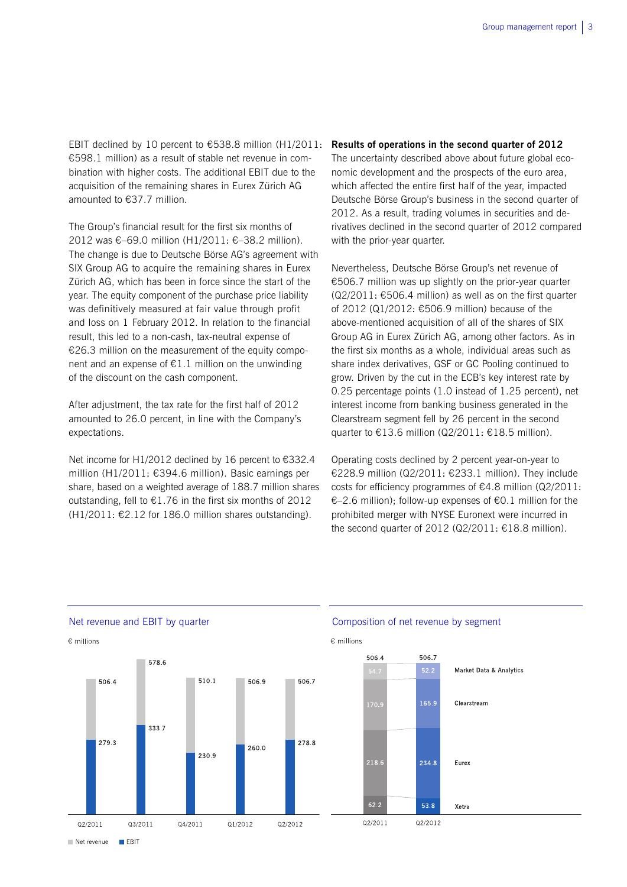EBIT declined by 10 percent to €538.8 million (H1/2011: €598.1 million) as a result of stable net revenue in combination with higher costs. The additional EBIT due to the acquisition of the remaining shares in Eurex Zürich AG amounted to €37.7 million.

The Group's financial result for the first six months of 2012 was €–69.0 million (H1/2011: €–38.2 million). The change is due to Deutsche Börse AG's agreement with SIX Group AG to acquire the remaining shares in Eurex Zürich AG, which has been in force since the start of the year. The equity component of the purchase price liability was definitively measured at fair value through profit and loss on 1 February 2012. In relation to the financial result, this led to a non-cash, tax-neutral expense of €26.3 million on the measurement of the equity component and an expense of €1.1 million on the unwinding of the discount on the cash component.

After adjustment, the tax rate for the first half of 2012 amounted to 26.0 percent, in line with the Company's expectations.

Net income for H1/2012 declined by 16 percent to €332.4 million (H1/2011: €394.6 million). Basic earnings per share, based on a weighted average of 188.7 million shares outstanding, fell to €1.76 in the first six months of 2012 (H1/2011: €2.12 for 186.0 million shares outstanding).

**Results of operations in the second quarter of 2012**

The uncertainty described above about future global economic development and the prospects of the euro area, which affected the entire first half of the year, impacted Deutsche Börse Group's business in the second quarter of 2012. As a result, trading volumes in securities and derivatives declined in the second quarter of 2012 compared with the prior-year quarter.

Nevertheless, Deutsche Börse Group's net revenue of €506.7 million was up slightly on the prior-year quarter (Q2/2011: €506.4 million) as well as on the first quarter of 2012 (Q1/2012: €506.9 million) because of the above-mentioned acquisition of all of the shares of SIX Group AG in Eurex Zürich AG, among other factors. As in the first six months as a whole, individual areas such as share index derivatives, GSF or GC Pooling continued to grow. Driven by the cut in the ECB's key interest rate by 0.25 percentage points (1.0 instead of 1.25 percent), net interest income from banking business generated in the Clearstream segment fell by 26 percent in the second quarter to €13.6 million (Q2/2011: €18.5 million).

Operating costs declined by 2 percent year-on-year to €228.9 million (Q2/2011: €233.1 million). They include costs for efficiency programmes of €4.8 million (Q2/2011: €–2.6 million); follow-up expenses of €0.1 million for the prohibited merger with NYSE Euronext were incurred in the second quarter of 2012 (Q2/2011: €18.8 million).

**Net revenue and EBIT by quarter**

€ millions

| | Q2/2011 | Q3/2011 | Q4/2011 | Q1/2012 | Q2/2012 |
|---|---|---|---|---|---|
| Net revenue | 506.4 | 578.6 | 510.1 | 506.9 | 506.7 |
| EBIT | 279.3 | 333.7 | 230.9 | 260.0 | 278.8 |

**Composition of net revenue by segment**

€ millions

| | Q2/2011 | Q2/2012 |
|---|---|---|
| Market Data & Analytics | 54.7 | 52.2 |
| Clearstream | 170.9 | 165.9 |
| Eurex | 218.6 | 234.8 |
| Xetra | 62.2 | 53.8 |
| Total | 506.4 | 506.7 |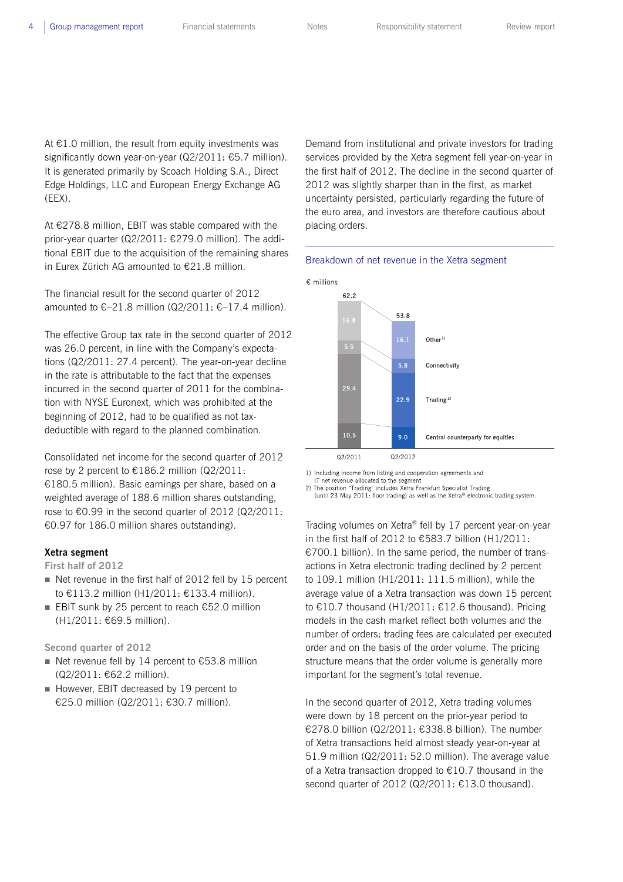At €1.0 million, the result from equity investments was significantly down year-on-year (Q2/2011: €5.7 million). It is generated primarily by Scoach Holding S.A., Direct Edge Holdings, LLC and European Energy Exchange AG (EEX).

At €278.8 million, EBIT was stable compared with the prior-year quarter (Q2/2011: €279.0 million). The additional EBIT due to the acquisition of the remaining shares in Eurex Zürich AG amounted to €21.8 million.

The financial result for the second quarter of 2012 amounted to €–21.8 million (Q2/2011: €–17.4 million).

The effective Group tax rate in the second quarter of 2012 was 26.0 percent, in line with the Company's expectations (Q2/2011: 27.4 percent). The year-on-year decline in the rate is attributable to the fact that the expenses incurred in the second quarter of 2011 for the combination with NYSE Euronext, which was prohibited at the beginning of 2012, had to be qualified as not tax-deductible with regard to the planned combination.

Consolidated net income for the second quarter of 2012 rose by 2 percent to €186.2 million (Q2/2011: €180.5 million). Basic earnings per share, based on a weighted average of 188.6 million shares outstanding, rose to €0.99 in the second quarter of 2012 (Q2/2011: €0.97 for 186.0 million shares outstanding).

**Xetra segment**

First half of 2012

- Net revenue in the first half of 2012 fell by 15 percent to €113.2 million (H1/2011: €133.4 million).
- EBIT sunk by 25 percent to reach €52.0 million (H1/2011: €69.5 million).

Second quarter of 2012

- Net revenue fell by 14 percent to €53.8 million (Q2/2011: €62.2 million).
- However, EBIT decreased by 19 percent to €25.0 million (Q2/2011: €30.7 million).

Demand from institutional and private investors for trading services provided by the Xetra segment fell year-on-year in the first half of 2012. The decline in the second quarter of 2012 was slightly sharper than in the first, as market uncertainty persisted, particularly regarding the future of the euro area, and investors are therefore cautious about placing orders.

**Breakdown of net revenue in the Xetra segment**

€ millions

| | Q2/2011 | Q2/2012 |
|---|---|---|
| Other[1] | 16.8 | 16.1 |
| Connectivity | 5.5 | 5.8 |
| Trading[2] | 29.4 | 22.9 |
| Central counterparty for equities | 10.5 | 9.0 |
| Total | 62.2 | 53.8 |

1) Including income from listing and cooperation agreements and IT net revenue allocated to the segment
2) The position "Trading" includes Xetra Frankfurt Specialist Trading (until 23 May 2011: floor trading) as well as the Xetra® electronic trading system.

Trading volumes on Xetra® fell by 17 percent year-on-year in the first half of 2012 to €583.7 billion (H1/2011: €700.1 billion). In the same period, the number of transactions in Xetra electronic trading declined by 2 percent to 109.1 million (H1/2011: 111.5 million), while the average value of a Xetra transaction was down 15 percent to €10.7 thousand (H1/2011: €12.6 thousand). Pricing models in the cash market reflect both volumes and the number of orders: trading fees are calculated per executed order and on the basis of the order volume. The pricing structure means that the order volume is generally more important for the segment's total revenue.

In the second quarter of 2012, Xetra trading volumes were down by 18 percent on the prior-year period to €278.0 billion (Q2/2011: €338.8 billion). The number of Xetra transactions held almost steady year-on-year at 51.9 million (Q2/2011: 52.0 million). The average value of a Xetra transaction dropped to €10.7 thousand in the second quarter of 2012 (Q2/2011: €13.0 thousand).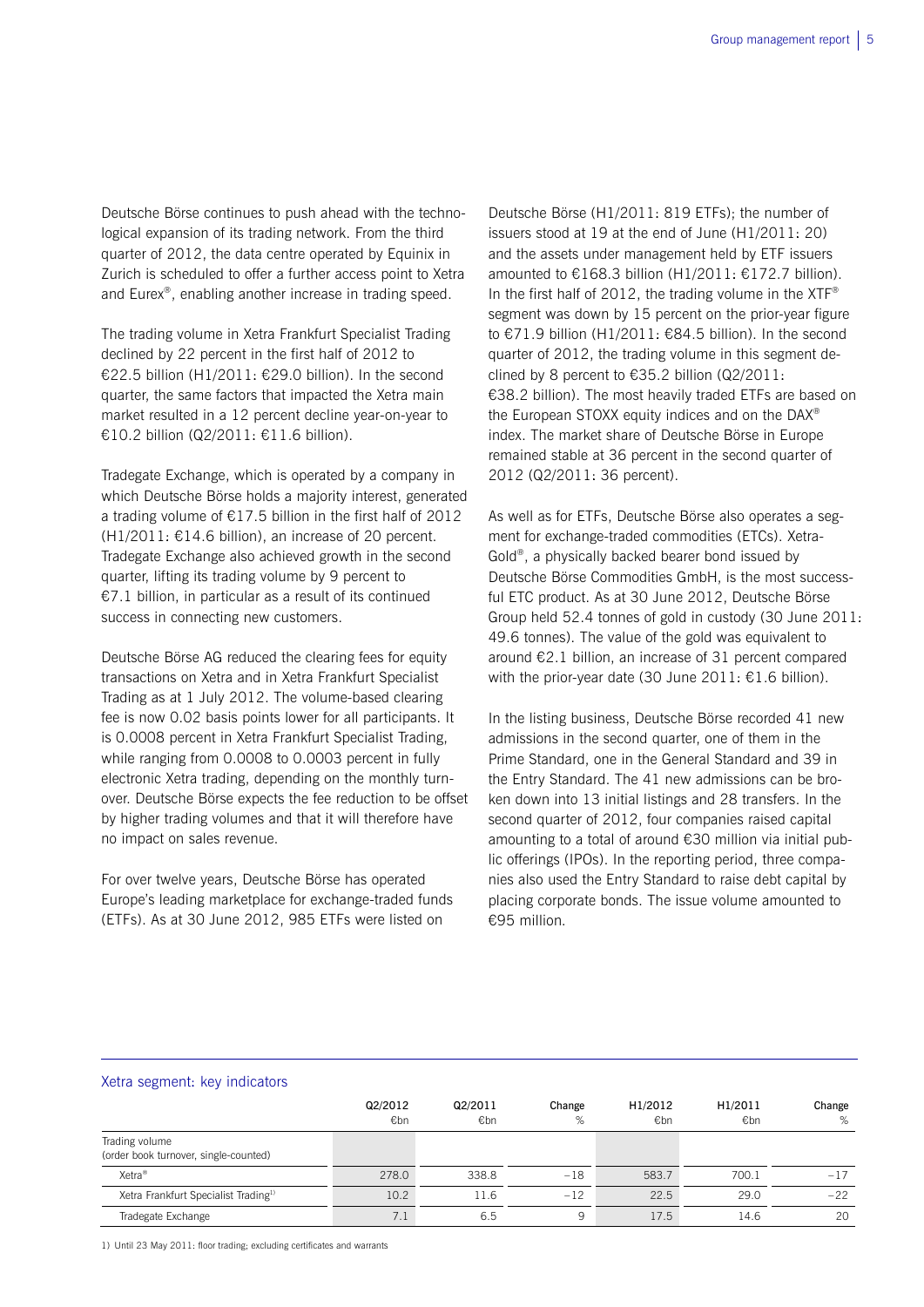Deutsche Börse continues to push ahead with the technological expansion of its trading network. From the third quarter of 2012, the data centre operated by Equinix in Zurich is scheduled to offer a further access point to Xetra and Eurex®, enabling another increase in trading speed.

The trading volume in Xetra Frankfurt Specialist Trading declined by 22 percent in the first half of 2012 to €22.5 billion (H1/2011: €29.0 billion). In the second quarter, the same factors that impacted the Xetra main market resulted in a 12 percent decline year-on-year to €10.2 billion (Q2/2011: €11.6 billion).

Tradegate Exchange, which is operated by a company in which Deutsche Börse holds a majority interest, generated a trading volume of €17.5 billion in the first half of 2012 (H1/2011: €14.6 billion), an increase of 20 percent. Tradegate Exchange also achieved growth in the second quarter, lifting its trading volume by 9 percent to €7.1 billion, in particular as a result of its continued success in connecting new customers.

Deutsche Börse AG reduced the clearing fees for equity transactions on Xetra and in Xetra Frankfurt Specialist Trading as at 1 July 2012. The volume-based clearing fee is now 0.02 basis points lower for all participants. It is 0.0008 percent in Xetra Frankfurt Specialist Trading, while ranging from 0.0008 to 0.0003 percent in fully electronic Xetra trading, depending on the monthly turnover. Deutsche Börse expects the fee reduction to be offset by higher trading volumes and that it will therefore have no impact on sales revenue.

For over twelve years, Deutsche Börse has operated Europe's leading marketplace for exchange-traded funds (ETFs). As at 30 June 2012, 985 ETFs were listed on Deutsche Börse (H1/2011: 819 ETFs); the number of issuers stood at 19 at the end of June (H1/2011: 20) and the assets under management held by ETF issuers amounted to €168.3 billion (H1/2011: €172.7 billion). In the first half of 2012, the trading volume in the XTF® segment was down by 15 percent on the prior-year figure to €71.9 billion (H1/2011: €84.5 billion). In the second quarter of 2012, the trading volume in this segment declined by 8 percent to €35.2 billion (Q2/2011: €38.2 billion). The most heavily traded ETFs are based on the European STOXX equity indices and on the DAX® index. The market share of Deutsche Börse in Europe remained stable at 36 percent in the second quarter of 2012 (Q2/2011: 36 percent).

As well as for ETFs, Deutsche Börse also operates a segment for exchange-traded commodities (ETCs). Xetra-Gold®, a physically backed bearer bond issued by Deutsche Börse Commodities GmbH, is the most successful ETC product. As at 30 June 2012, Deutsche Börse Group held 52.4 tonnes of gold in custody (30 June 2011: 49.6 tonnes). The value of the gold was equivalent to around €2.1 billion, an increase of 31 percent compared with the prior-year date (30 June 2011: €1.6 billion).

In the listing business, Deutsche Börse recorded 41 new admissions in the second quarter, one of them in the Prime Standard, one in the General Standard and 39 in the Entry Standard. The 41 new admissions can be broken down into 13 initial listings and 28 transfers. In the second quarter of 2012, four companies raised capital amounting to a total of around €30 million via initial public offerings (IPOs). In the reporting period, three companies also used the Entry Standard to raise debt capital by placing corporate bonds. The issue volume amounted to €95 million.

## Xetra segment: key indicators

| | Q2/2012 €bn | Q2/2011 €bn | Change % | H1/2012 €bn | H1/2011 €bn | Change % |
|---|---|---|---|---|---|---|
| Trading volume (order book turnover, single-counted) | | | | | | |
| Xetra® | 278.0 | 338.8 | −18 | 583.7 | 700.1 | −17 |
| Xetra Frankfurt Specialist Trading[1] | 10.2 | 11.6 | −12 | 22.5 | 29.0 | −22 |
| Tradegate Exchange | 7.1 | 6.5 | 9 | 17.5 | 14.6 | 20 |

1) Until 23 May 2011: floor trading; excluding certificates and warrants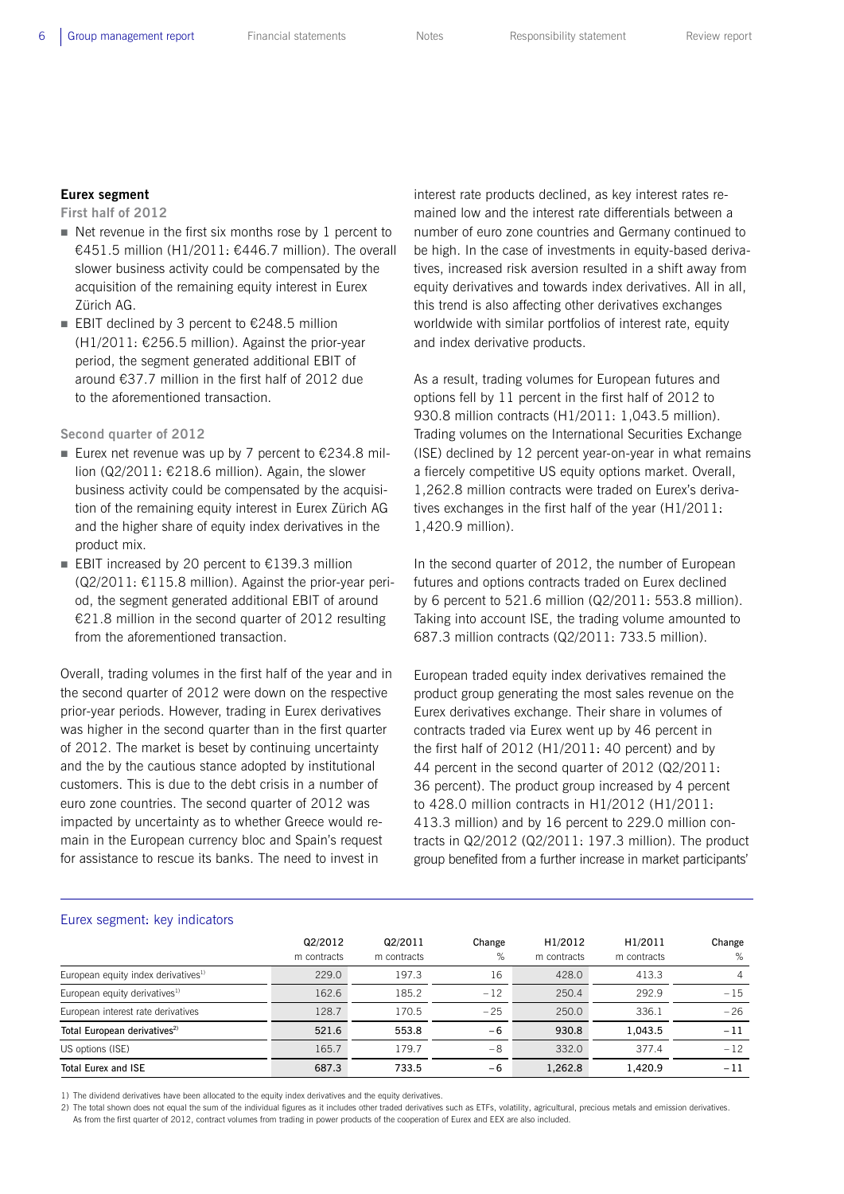## Eurex segment

### First half of 2012

- Net revenue in the first six months rose by 1 percent to €451.5 million (H1/2011: €446.7 million). The overall slower business activity could be compensated by the acquisition of the remaining equity interest in Eurex Zürich AG.
- EBIT declined by 3 percent to €248.5 million (H1/2011: €256.5 million). Against the prior-year period, the segment generated additional EBIT of around €37.7 million in the first half of 2012 due to the aforementioned transaction.

### Second quarter of 2012

- Eurex net revenue was up by 7 percent to €234.8 million (Q2/2011: €218.6 million). Again, the slower business activity could be compensated by the acquisition of the remaining equity interest in Eurex Zürich AG and the higher share of equity index derivatives in the product mix.
- EBIT increased by 20 percent to €139.3 million (Q2/2011: €115.8 million). Against the prior-year period, the segment generated additional EBIT of around €21.8 million in the second quarter of 2012 resulting from the aforementioned transaction.

Overall, trading volumes in the first half of the year and in the second quarter of 2012 were down on the respective prior-year periods. However, trading in Eurex derivatives was higher in the second quarter than in the first quarter of 2012. The market is beset by continuing uncertainty and the by the cautious stance adopted by institutional customers. This is due to the debt crisis in a number of euro zone countries. The second quarter of 2012 was impacted by uncertainty as to whether Greece would remain in the European currency bloc and Spain's request for assistance to rescue its banks. The need to invest in interest rate products declined, as key interest rates remained low and the interest rate differentials between a number of euro zone countries and Germany continued to be high. In the case of investments in equity-based derivatives, increased risk aversion resulted in a shift away from equity derivatives and towards index derivatives. All in all, this trend is also affecting other derivatives exchanges worldwide with similar portfolios of interest rate, equity and index derivative products.

As a result, trading volumes for European futures and options fell by 11 percent in the first half of 2012 to 930.8 million contracts (H1/2011: 1,043.5 million). Trading volumes on the International Securities Exchange (ISE) declined by 12 percent year-on-year in what remains a fiercely competitive US equity options market. Overall, 1,262.8 million contracts were traded on Eurex's derivatives exchanges in the first half of the year (H1/2011: 1,420.9 million).

In the second quarter of 2012, the number of European futures and options contracts traded on Eurex declined by 6 percent to 521.6 million (Q2/2011: 553.8 million). Taking into account ISE, the trading volume amounted to 687.3 million contracts (Q2/2011: 733.5 million).

European traded equity index derivatives remained the product group generating the most sales revenue on the Eurex derivatives exchange. Their share in volumes of contracts traded via Eurex went up by 46 percent in the first half of 2012 (H1/2011: 40 percent) and by 44 percent in the second quarter of 2012 (Q2/2011: 36 percent). The product group increased by 4 percent to 428.0 million contracts in H1/2012 (H1/2011: 413.3 million) and by 16 percent to 229.0 million contracts in Q2/2012 (Q2/2011: 197.3 million). The product group benefited from a further increase in market participants'

**Eurex segment: key indicators**

| | Q2/2012 m contracts | Q2/2011 m contracts | Change % | H1/2012 m contracts | H1/2011 m contracts | Change % |
|---|---|---|---|---|---|---|
| European equity index derivatives[1] | 229.0 | 197.3 | 16 | 428.0 | 413.3 | 4 |
| European equity derivatives[1] | 162.6 | 185.2 | –12 | 250.4 | 292.9 | –15 |
| European interest rate derivatives | 128.7 | 170.5 | –25 | 250.0 | 336.1 | –26 |
| **Total European derivatives[2]** | **521.6** | **553.8** | **–6** | **930.8** | **1,043.5** | **–11** |
| US options (ISE) | 165.7 | 179.7 | –8 | 332.0 | 377.4 | –12 |
| **Total Eurex and ISE** | **687.3** | **733.5** | **–6** | **1,262.8** | **1,420.9** | **–11** |

1) The dividend derivatives have been allocated to the equity index derivatives and the equity derivatives.
2) The total shown does not equal the sum of the individual figures as it includes other traded derivatives such as ETFs, volatility, agricultural, precious metals and emission derivatives. As from the first quarter of 2012, contract volumes from trading in power products of the cooperation of Eurex and EEX are also included.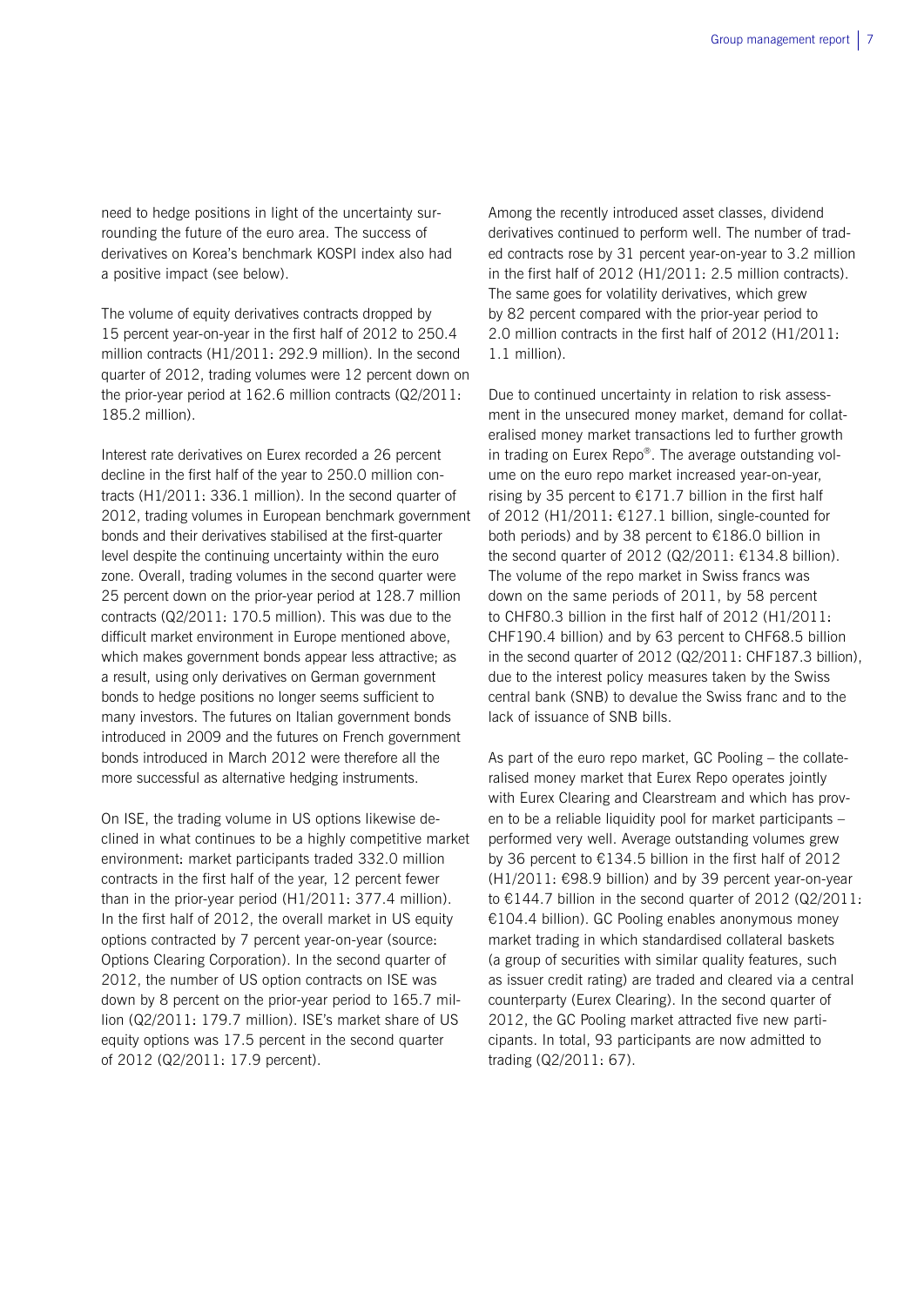need to hedge positions in light of the uncertainty surrounding the future of the euro area. The success of derivatives on Korea's benchmark KOSPI index also had a positive impact (see below).

The volume of equity derivatives contracts dropped by 15 percent year-on-year in the first half of 2012 to 250.4 million contracts (H1/2011: 292.9 million). In the second quarter of 2012, trading volumes were 12 percent down on the prior-year period at 162.6 million contracts (Q2/2011: 185.2 million).

Interest rate derivatives on Eurex recorded a 26 percent decline in the first half of the year to 250.0 million contracts (H1/2011: 336.1 million). In the second quarter of 2012, trading volumes in European benchmark government bonds and their derivatives stabilised at the first-quarter level despite the continuing uncertainty within the euro zone. Overall, trading volumes in the second quarter were 25 percent down on the prior-year period at 128.7 million contracts (Q2/2011: 170.5 million). This was due to the difficult market environment in Europe mentioned above, which makes government bonds appear less attractive; as a result, using only derivatives on German government bonds to hedge positions no longer seems sufficient to many investors. The futures on Italian government bonds introduced in 2009 and the futures on French government bonds introduced in March 2012 were therefore all the more successful as alternative hedging instruments.

On ISE, the trading volume in US options likewise declined in what continues to be a highly competitive market environment: market participants traded 332.0 million contracts in the first half of the year, 12 percent fewer than in the prior-year period (H1/2011: 377.4 million). In the first half of 2012, the overall market in US equity options contracted by 7 percent year-on-year (source: Options Clearing Corporation). In the second quarter of 2012, the number of US option contracts on ISE was down by 8 percent on the prior-year period to 165.7 million (Q2/2011: 179.7 million). ISE's market share of US equity options was 17.5 percent in the second quarter of 2012 (Q2/2011: 17.9 percent).

Among the recently introduced asset classes, dividend derivatives continued to perform well. The number of traded contracts rose by 31 percent year-on-year to 3.2 million in the first half of 2012 (H1/2011: 2.5 million contracts). The same goes for volatility derivatives, which grew by 82 percent compared with the prior-year period to 2.0 million contracts in the first half of 2012 (H1/2011: 1.1 million).

Due to continued uncertainty in relation to risk assessment in the unsecured money market, demand for collateralised money market transactions led to further growth in trading on Eurex Repo®. The average outstanding volume on the euro repo market increased year-on-year, rising by 35 percent to €171.7 billion in the first half of 2012 (H1/2011: €127.1 billion, single-counted for both periods) and by 38 percent to €186.0 billion in the second quarter of 2012 (Q2/2011: €134.8 billion). The volume of the repo market in Swiss francs was down on the same periods of 2011, by 58 percent to CHF80.3 billion in the first half of 2012 (H1/2011: CHF190.4 billion) and by 63 percent to CHF68.5 billion in the second quarter of 2012 (Q2/2011: CHF187.3 billion), due to the interest policy measures taken by the Swiss central bank (SNB) to devalue the Swiss franc and to the lack of issuance of SNB bills.

As part of the euro repo market, GC Pooling – the collateralised money market that Eurex Repo operates jointly with Eurex Clearing and Clearstream and which has proven to be a reliable liquidity pool for market participants – performed very well. Average outstanding volumes grew by 36 percent to €134.5 billion in the first half of 2012 (H1/2011: €98.9 billion) and by 39 percent year-on-year to €144.7 billion in the second quarter of 2012 (Q2/2011: €104.4 billion). GC Pooling enables anonymous money market trading in which standardised collateral baskets (a group of securities with similar quality features, such as issuer credit rating) are traded and cleared via a central counterparty (Eurex Clearing). In the second quarter of 2012, the GC Pooling market attracted five new participants. In total, 93 participants are now admitted to trading (Q2/2011: 67).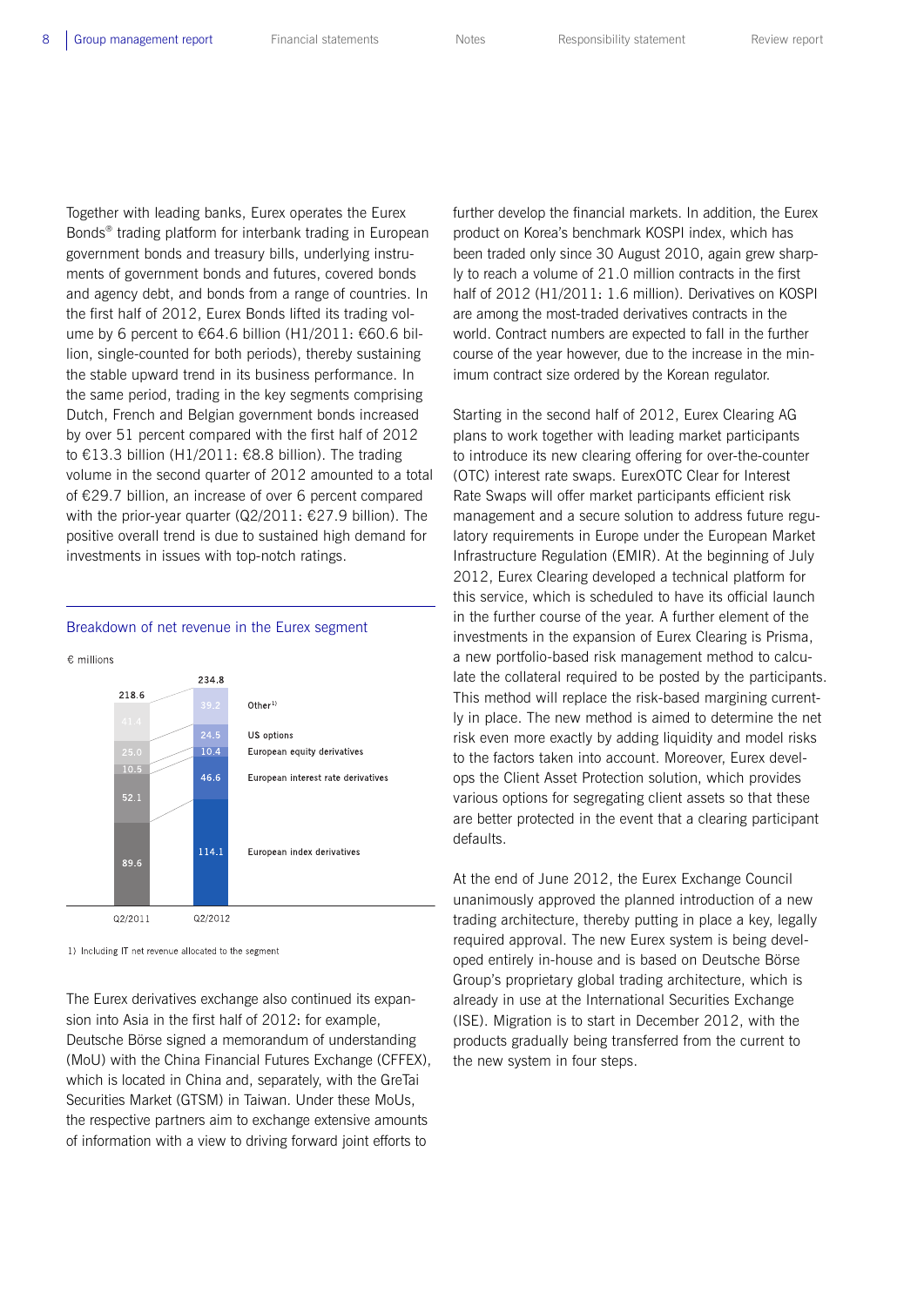Together with leading banks, Eurex operates the Eurex Bonds® trading platform for interbank trading in European government bonds and treasury bills, underlying instruments of government bonds and futures, covered bonds and agency debt, and bonds from a range of countries. In the first half of 2012, Eurex Bonds lifted its trading volume by 6 percent to €64.6 billion (H1/2011: €60.6 billion, single-counted for both periods), thereby sustaining the stable upward trend in its business performance. In the same period, trading in the key segments comprising Dutch, French and Belgian government bonds increased by over 51 percent compared with the first half of 2012 to €13.3 billion (H1/2011: €8.8 billion). The trading volume in the second quarter of 2012 amounted to a total of €29.7 billion, an increase of over 6 percent compared with the prior-year quarter (Q2/2011: €27.9 billion). The positive overall trend is due to sustained high demand for investments in issues with top-notch ratings.

### Breakdown of net revenue in the Eurex segment

€ millions

| | Q2/2011 | Q2/2012 |
|---|---|---|
| Other[1] | 41.4 | 39.2 |
| US options | 25.0 | 24.5 |
| European equity derivatives | 10.5 | 10.4 |
| European interest rate derivatives | 52.1 | 46.6 |
| European index derivatives | 89.6 | 114.1 |
| **Total** | **218.6** | **234.8** |

1) Including IT net revenue allocated to the segment

The Eurex derivatives exchange also continued its expansion into Asia in the first half of 2012: for example, Deutsche Börse signed a memorandum of understanding (MoU) with the China Financial Futures Exchange (CFFEX), which is located in China and, separately, with the GreTai Securities Market (GTSM) in Taiwan. Under these MoUs, the respective partners aim to exchange extensive amounts of information with a view to driving forward joint efforts to further develop the financial markets. In addition, the Eurex product on Korea's benchmark KOSPI index, which has been traded only since 30 August 2010, again grew sharply to reach a volume of 21.0 million contracts in the first half of 2012 (H1/2011: 1.6 million). Derivatives on KOSPI are among the most-traded derivatives contracts in the world. Contract numbers are expected to fall in the further course of the year however, due to the increase in the minimum contract size ordered by the Korean regulator.

Starting in the second half of 2012, Eurex Clearing AG plans to work together with leading market participants to introduce its new clearing offering for over-the-counter (OTC) interest rate swaps. EurexOTC Clear for Interest Rate Swaps will offer market participants efficient risk management and a secure solution to address future regulatory requirements in Europe under the European Market Infrastructure Regulation (EMIR). At the beginning of July 2012, Eurex Clearing developed a technical platform for this service, which is scheduled to have its official launch in the further course of the year. A further element of the investments in the expansion of Eurex Clearing is Prisma, a new portfolio-based risk management method to calculate the collateral required to be posted by the participants. This method will replace the risk-based margining currently in place. The new method is aimed to determine the net risk even more exactly by adding liquidity and model risks to the factors taken into account. Moreover, Eurex develops the Client Asset Protection solution, which provides various options for segregating client assets so that these are better protected in the event that a clearing participant defaults.

At the end of June 2012, the Eurex Exchange Council unanimously approved the planned introduction of a new trading architecture, thereby putting in place a key, legally required approval. The new Eurex system is being developed entirely in-house and is based on Deutsche Börse Group's proprietary global trading architecture, which is already in use at the International Securities Exchange (ISE). Migration is to start in December 2012, with the products gradually being transferred from the current to the new system in four steps.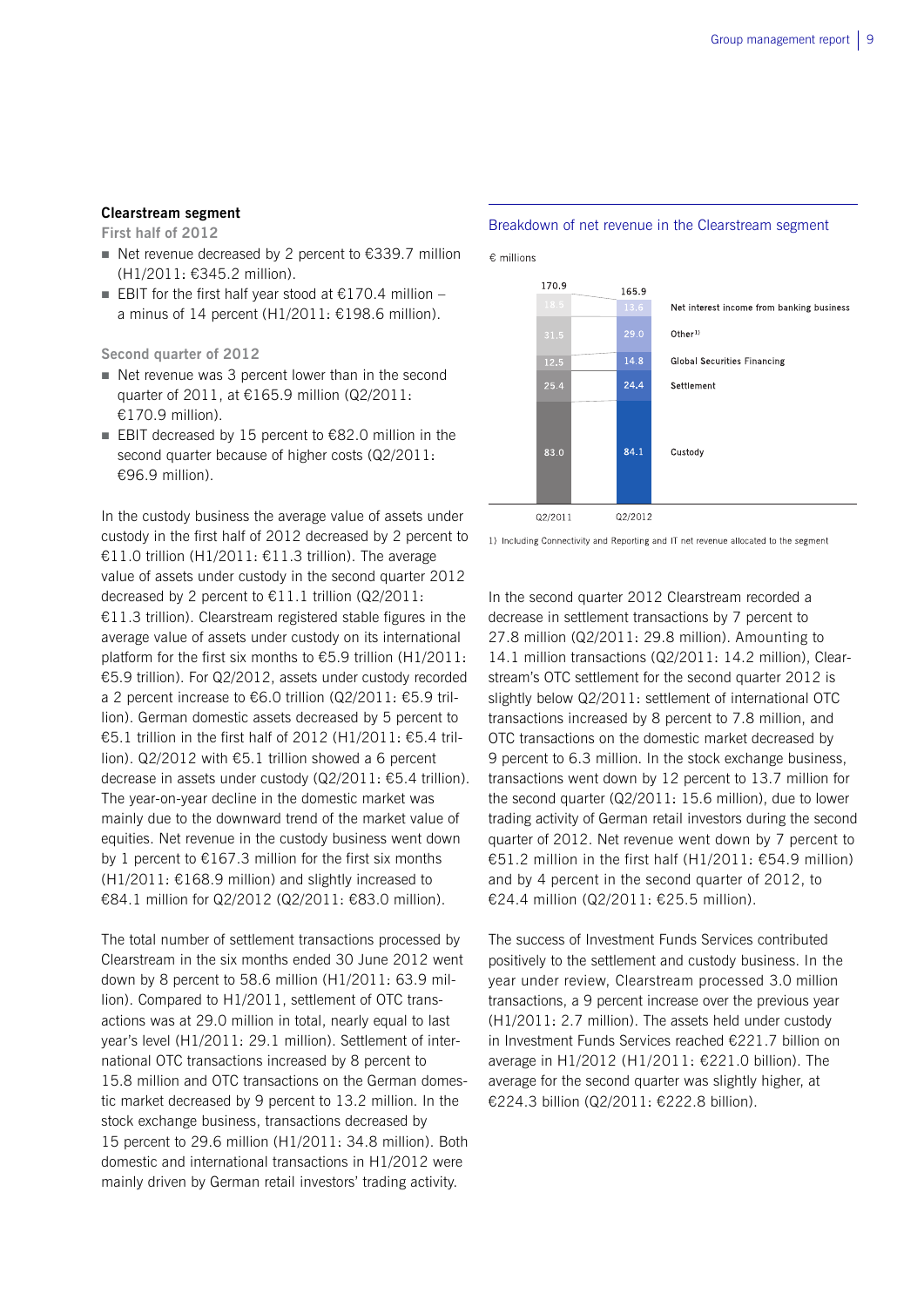## Clearstream segment

**First half of 2012**

- Net revenue decreased by 2 percent to €339.7 million (H1/2011: €345.2 million).
- EBIT for the first half year stood at €170.4 million – a minus of 14 percent (H1/2011: €198.6 million).

**Second quarter of 2012**

- Net revenue was 3 percent lower than in the second quarter of 2011, at €165.9 million (Q2/2011: €170.9 million).
- EBIT decreased by 15 percent to €82.0 million in the second quarter because of higher costs (Q2/2011: €96.9 million).

In the custody business the average value of assets under custody in the first half of 2012 decreased by 2 percent to €11.0 trillion (H1/2011: €11.3 trillion). The average value of assets under custody in the second quarter 2012 decreased by 2 percent to €11.1 trillion (Q2/2011: €11.3 trillion). Clearstream registered stable figures in the average value of assets under custody on its international platform for the first six months to €5.9 trillion (H1/2011: €5.9 trillion). For Q2/2012, assets under custody recorded a 2 percent increase to €6.0 trillion (Q2/2011: €5.9 trillion). German domestic assets decreased by 5 percent to €5.1 trillion in the first half of 2012 (H1/2011: €5.4 trillion). Q2/2012 with €5.1 trillion showed a 6 percent decrease in assets under custody (Q2/2011: €5.4 trillion). The year-on-year decline in the domestic market was mainly due to the downward trend of the market value of equities. Net revenue in the custody business went down by 1 percent to €167.3 million for the first six months (H1/2011: €168.9 million) and slightly increased to €84.1 million for Q2/2012 (Q2/2011: €83.0 million).

The total number of settlement transactions processed by Clearstream in the six months ended 30 June 2012 went down by 8 percent to 58.6 million (H1/2011: 63.9 million). Compared to H1/2011, settlement of OTC transactions was at 29.0 million in total, nearly equal to last year's level (H1/2011: 29.1 million). Settlement of international OTC transactions increased by 8 percent to 15.8 million and OTC transactions on the German domestic market decreased by 9 percent to 13.2 million. In the stock exchange business, transactions decreased by 15 percent to 29.6 million (H1/2011: 34.8 million). Both domestic and international transactions in H1/2012 were mainly driven by German retail investors' trading activity.

**Breakdown of net revenue in the Clearstream segment**

€ millions

| | Q2/2011 | Q2/2012 |
|---|---|---|
| Net interest income from banking business | 18.5 | 13.6 |
| Other[1] | 31.5 | 29.0 |
| Global Securities Financing | 12.5 | 14.8 |
| Settlement | 25.4 | 24.4 |
| Custody | 83.0 | 84.1 |
| Total | 170.9 | 165.9 |

1) Including Connectivity and Reporting and IT net revenue allocated to the segment

In the second quarter 2012 Clearstream recorded a decrease in settlement transactions by 7 percent to 27.8 million (Q2/2011: 29.8 million). Amounting to 14.1 million transactions (Q2/2011: 14.2 million), Clearstream's OTC settlement for the second quarter 2012 is slightly below Q2/2011: settlement of international OTC transactions increased by 8 percent to 7.8 million, and OTC transactions on the domestic market decreased by 9 percent to 6.3 million. In the stock exchange business, transactions went down by 12 percent to 13.7 million for the second quarter (Q2/2011: 15.6 million), due to lower trading activity of German retail investors during the second quarter of 2012. Net revenue went down by 7 percent to €51.2 million in the first half (H1/2011: €54.9 million) and by 4 percent in the second quarter of 2012, to €24.4 million (Q2/2011: €25.5 million).

The success of Investment Funds Services contributed positively to the settlement and custody business. In the year under review, Clearstream processed 3.0 million transactions, a 9 percent increase over the previous year (H1/2011: 2.7 million). The assets held under custody in Investment Funds Services reached €221.7 billion on average in H1/2012 (H1/2011: €221.0 billion). The average for the second quarter was slightly higher, at €224.3 billion (Q2/2011: €222.8 billion).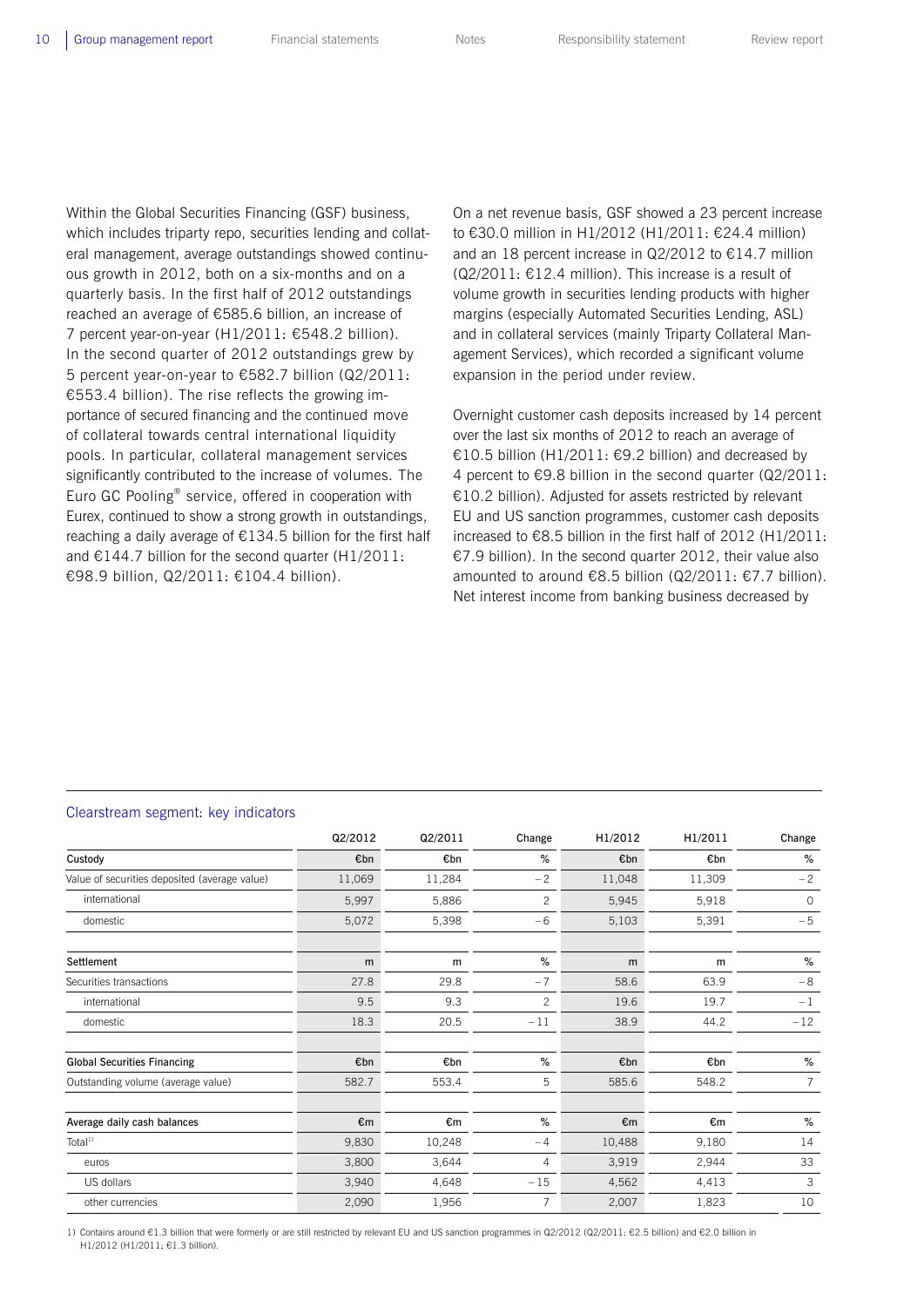Within the Global Securities Financing (GSF) business, which includes triparty repo, securities lending and collateral management, average outstandings showed continuous growth in 2012, both on a six-months and on a quarterly basis. In the first half of 2012 outstandings reached an average of €585.6 billion, an increase of 7 percent year-on-year (H1/2011: €548.2 billion). In the second quarter of 2012 outstandings grew by 5 percent year-on-year to €582.7 billion (Q2/2011: €553.4 billion). The rise reflects the growing importance of secured financing and the continued move of collateral towards central international liquidity pools. In particular, collateral management services significantly contributed to the increase of volumes. The Euro GC Pooling® service, offered in cooperation with Eurex, continued to show a strong growth in outstandings, reaching a daily average of €134.5 billion for the first half and €144.7 billion for the second quarter (H1/2011: €98.9 billion, Q2/2011: €104.4 billion).

On a net revenue basis, GSF showed a 23 percent increase to €30.0 million in H1/2012 (H1/2011: €24.4 million) and an 18 percent increase in Q2/2012 to €14.7 million (Q2/2011: €12.4 million). This increase is a result of volume growth in securities lending products with higher margins (especially Automated Securities Lending, ASL) and in collateral services (mainly Triparty Collateral Management Services), which recorded a significant volume expansion in the period under review.

Overnight customer cash deposits increased by 14 percent over the last six months of 2012 to reach an average of €10.5 billion (H1/2011: €9.2 billion) and decreased by 4 percent to €9.8 billion in the second quarter (Q2/2011: €10.2 billion). Adjusted for assets restricted by relevant EU and US sanction programmes, customer cash deposits increased to €8.5 billion in the first half of 2012 (H1/2011: €7.9 billion). In the second quarter 2012, their value also amounted to around €8.5 billion (Q2/2011: €7.7 billion). Net interest income from banking business decreased by

## Clearstream segment: key indicators

| | Q2/2012 | Q2/2011 | Change | H1/2012 | H1/2011 | Change |
|---|---|---|---|---|---|---|
| **Custody** | €bn | €bn | % | €bn | €bn | % |
| Value of securities deposited (average value) | 11,069 | 11,284 | –2 | 11,048 | 11,309 | –2 |
| international | 5,997 | 5,886 | 2 | 5,945 | 5,918 | 0 |
| domestic | 5,072 | 5,398 | –6 | 5,103 | 5,391 | –5 |
| | | | | | | |
| **Settlement** | m | m | % | m | m | % |
| Securities transactions | 27.8 | 29.8 | –7 | 58.6 | 63.9 | –8 |
| international | 9.5 | 9.3 | 2 | 19.6 | 19.7 | –1 |
| domestic | 18.3 | 20.5 | –11 | 38.9 | 44.2 | –12 |
| | | | | | | |
| **Global Securities Financing** | €bn | €bn | % | €bn | €bn | % |
| Outstanding volume (average value) | 582.7 | 553.4 | 5 | 585.6 | 548.2 | 7 |
| | | | | | | |
| **Average daily cash balances** | €m | €m | % | €m | €m | % |
| Total[1] | 9,830 | 10,248 | –4 | 10,488 | 9,180 | 14 |
| euros | 3,800 | 3,644 | 4 | 3,919 | 2,944 | 33 |
| US dollars | 3,940 | 4,648 | –15 | 4,562 | 4,413 | 3 |
| other currencies | 2,090 | 1,956 | 7 | 2,007 | 1,823 | 10 |

1) Contains around €1.3 billion that were formerly or are still restricted by relevant EU and US sanction programmes in Q2/2012 (Q2/2011: €2.5 billion) and €2.0 billion in H1/2012 (H1/2011: €1.3 billion).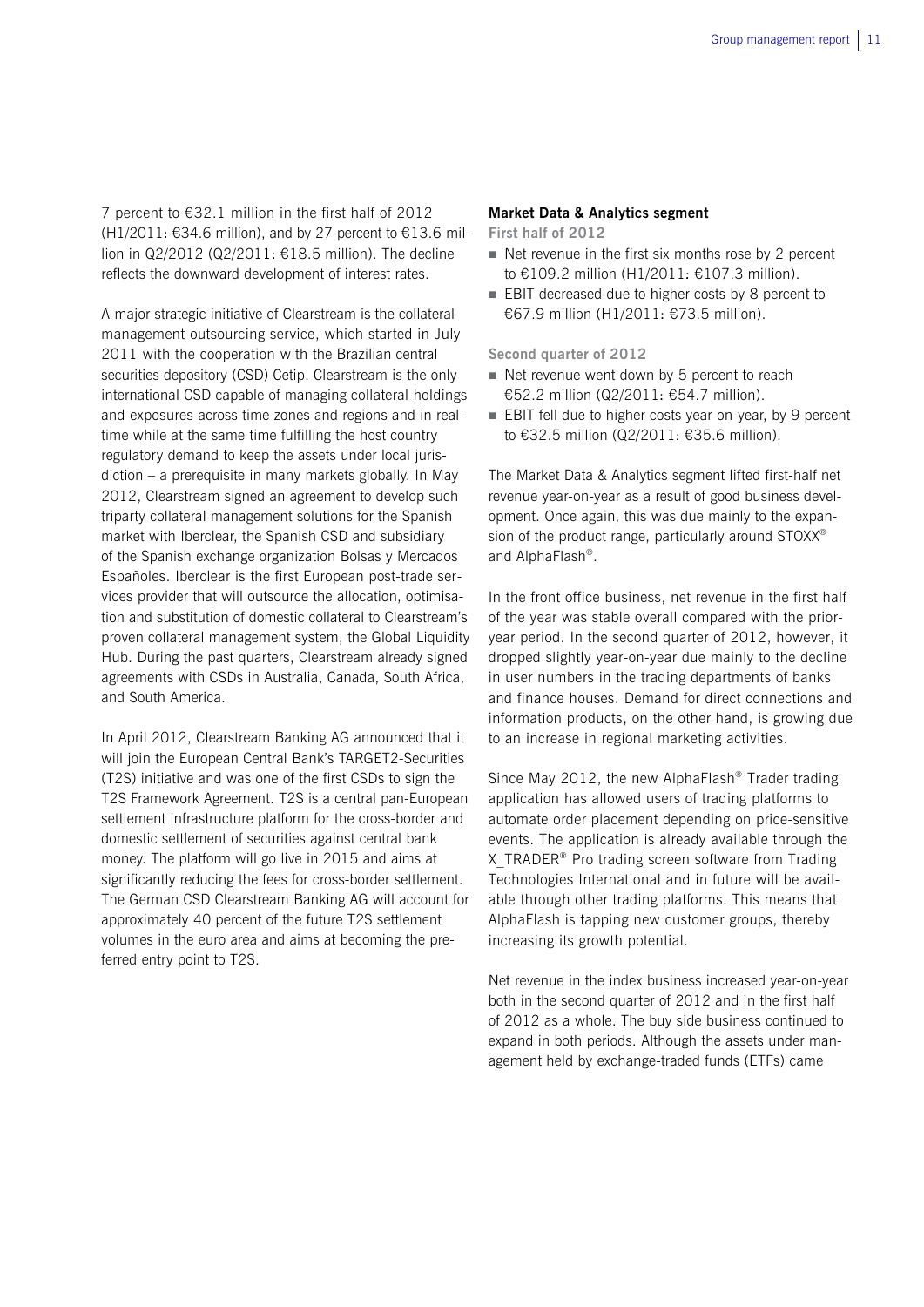7 percent to €32.1 million in the first half of 2012 (H1/2011: €34.6 million), and by 27 percent to €13.6 million in Q2/2012 (Q2/2011: €18.5 million). The decline reflects the downward development of interest rates.

A major strategic initiative of Clearstream is the collateral management outsourcing service, which started in July 2011 with the cooperation with the Brazilian central securities depository (CSD) Cetip. Clearstream is the only international CSD capable of managing collateral holdings and exposures across time zones and regions and in real-time while at the same time fulfilling the host country regulatory demand to keep the assets under local jurisdiction – a prerequisite in many markets globally. In May 2012, Clearstream signed an agreement to develop such triparty collateral management solutions for the Spanish market with Iberclear, the Spanish CSD and subsidiary of the Spanish exchange organization Bolsas y Mercados Españoles. Iberclear is the first European post-trade services provider that will outsource the allocation, optimisation and substitution of domestic collateral to Clearstream's proven collateral management system, the Global Liquidity Hub. During the past quarters, Clearstream already signed agreements with CSDs in Australia, Canada, South Africa, and South America.

In April 2012, Clearstream Banking AG announced that it will join the European Central Bank's TARGET2-Securities (T2S) initiative and was one of the first CSDs to sign the T2S Framework Agreement. T2S is a central pan-European settlement infrastructure platform for the cross-border and domestic settlement of securities against central bank money. The platform will go live in 2015 and aims at significantly reducing the fees for cross-border settlement. The German CSD Clearstream Banking AG will account for approximately 40 percent of the future T2S settlement volumes in the euro area and aims at becoming the preferred entry point to T2S.

### Market Data & Analytics segment

**First half of 2012**

- Net revenue in the first six months rose by 2 percent to €109.2 million (H1/2011: €107.3 million).
- EBIT decreased due to higher costs by 8 percent to €67.9 million (H1/2011: €73.5 million).

**Second quarter of 2012**

- Net revenue went down by 5 percent to reach €52.2 million (Q2/2011: €54.7 million).
- EBIT fell due to higher costs year-on-year, by 9 percent to €32.5 million (Q2/2011: €35.6 million).

The Market Data & Analytics segment lifted first-half net revenue year-on-year as a result of good business development. Once again, this was due mainly to the expansion of the product range, particularly around STOXX® and AlphaFlash®.

In the front office business, net revenue in the first half of the year was stable overall compared with the prior-year period. In the second quarter of 2012, however, it dropped slightly year-on-year due mainly to the decline in user numbers in the trading departments of banks and finance houses. Demand for direct connections and information products, on the other hand, is growing due to an increase in regional marketing activities.

Since May 2012, the new AlphaFlash® Trader trading application has allowed users of trading platforms to automate order placement depending on price-sensitive events. The application is already available through the X_TRADER® Pro trading screen software from Trading Technologies International and in future will be available through other trading platforms. This means that AlphaFlash is tapping new customer groups, thereby increasing its growth potential.

Net revenue in the index business increased year-on-year both in the second quarter of 2012 and in the first half of 2012 as a whole. The buy side business continued to expand in both periods. Although the assets under management held by exchange-traded funds (ETFs) came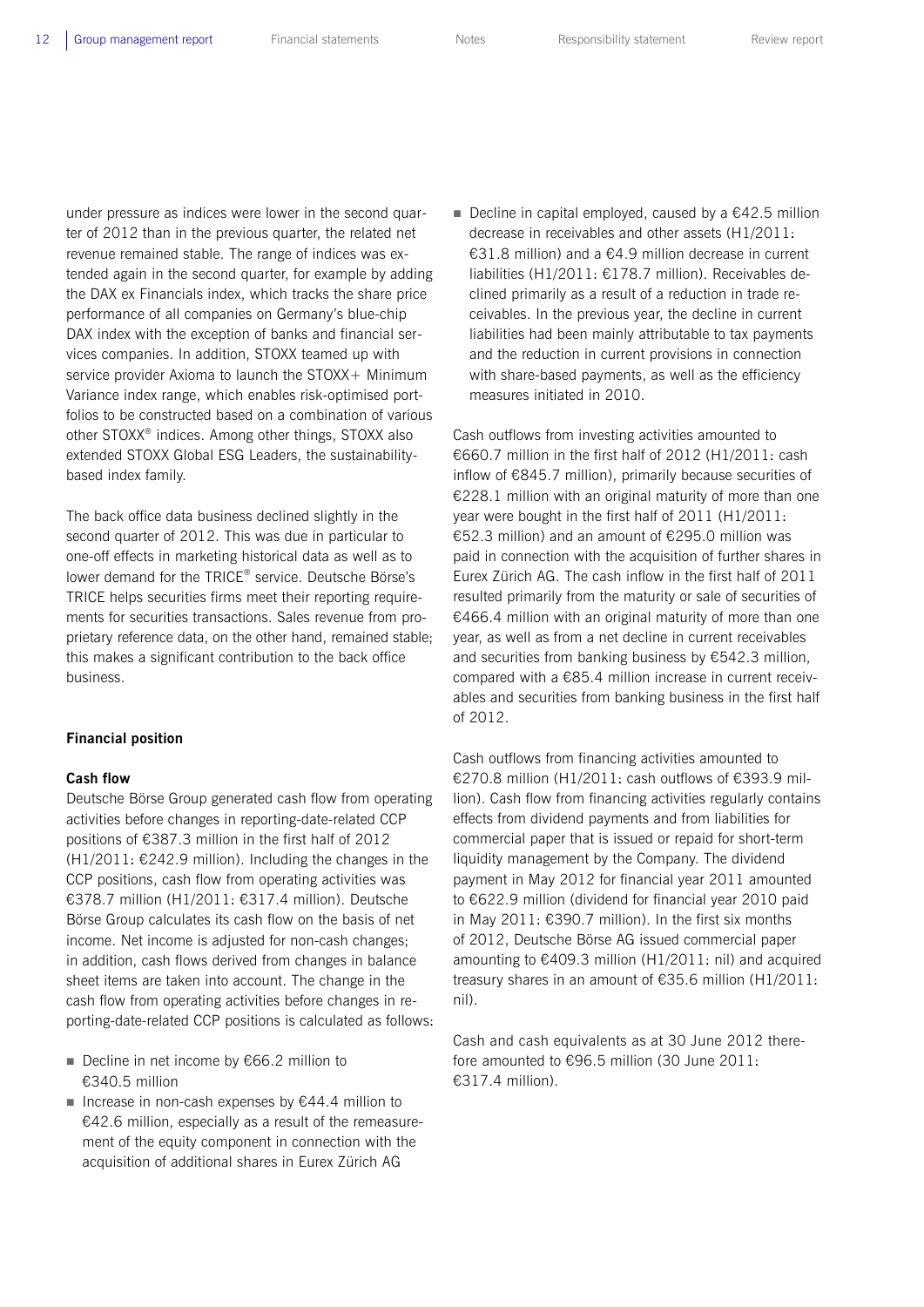under pressure as indices were lower in the second quarter of 2012 than in the previous quarter, the related net revenue remained stable. The range of indices was extended again in the second quarter, for example by adding the DAX ex Financials index, which tracks the share price performance of all companies on Germany's blue-chip DAX index with the exception of banks and financial services companies. In addition, STOXX teamed up with service provider Axioma to launch the STOXX+ Minimum Variance index range, which enables risk-optimised portfolios to be constructed based on a combination of various other STOXX® indices. Among other things, STOXX also extended STOXX Global ESG Leaders, the sustainability-based index family.

The back office data business declined slightly in the second quarter of 2012. This was due in particular to one-off effects in marketing historical data as well as to lower demand for the TRICE® service. Deutsche Börse's TRICE helps securities firms meet their reporting requirements for securities transactions. Sales revenue from proprietary reference data, on the other hand, remained stable; this makes a significant contribution to the back office business.

### Financial position

#### Cash flow

Deutsche Börse Group generated cash flow from operating activities before changes in reporting-date-related CCP positions of €387.3 million in the first half of 2012 (H1/2011: €242.9 million). Including the changes in the CCP positions, cash flow from operating activities was €378.7 million (H1/2011: €317.4 million). Deutsche Börse Group calculates its cash flow on the basis of net income. Net income is adjusted for non-cash changes; in addition, cash flows derived from changes in balance sheet items are taken into account. The change in the cash flow from operating activities before changes in reporting-date-related CCP positions is calculated as follows:

- Decline in net income by €66.2 million to €340.5 million
- Increase in non-cash expenses by €44.4 million to €42.6 million, especially as a result of the remeasurement of the equity component in connection with the acquisition of additional shares in Eurex Zürich AG
- Decline in capital employed, caused by a €42.5 million decrease in receivables and other assets (H1/2011: €31.8 million) and a €4.9 million decrease in current liabilities (H1/2011: €178.7 million). Receivables declined primarily as a result of a reduction in trade receivables. In the previous year, the decline in current liabilities had been mainly attributable to tax payments and the reduction in current provisions in connection with share-based payments, as well as the efficiency measures initiated in 2010.

Cash outflows from investing activities amounted to €660.7 million in the first half of 2012 (H1/2011: cash inflow of €845.7 million), primarily because securities of €228.1 million with an original maturity of more than one year were bought in the first half of 2011 (H1/2011: €52.3 million) and an amount of €295.0 million was paid in connection with the acquisition of further shares in Eurex Zürich AG. The cash inflow in the first half of 2011 resulted primarily from the maturity or sale of securities of €466.4 million with an original maturity of more than one year, as well as from a net decline in current receivables and securities from banking business by €542.3 million, compared with a €85.4 million increase in current receivables and securities from banking business in the first half of 2012.

Cash outflows from financing activities amounted to €270.8 million (H1/2011: cash outflows of €393.9 million). Cash flow from financing activities regularly contains effects from dividend payments and from liabilities for commercial paper that is issued or repaid for short-term liquidity management by the Company. The dividend payment in May 2012 for financial year 2011 amounted to €622.9 million (dividend for financial year 2010 paid in May 2011: €390.7 million). In the first six months of 2012, Deutsche Börse AG issued commercial paper amounting to €409.3 million (H1/2011: nil) and acquired treasury shares in an amount of €35.6 million (H1/2011: nil).

Cash and cash equivalents as at 30 June 2012 therefore amounted to €96.5 million (30 June 2011: €317.4 million).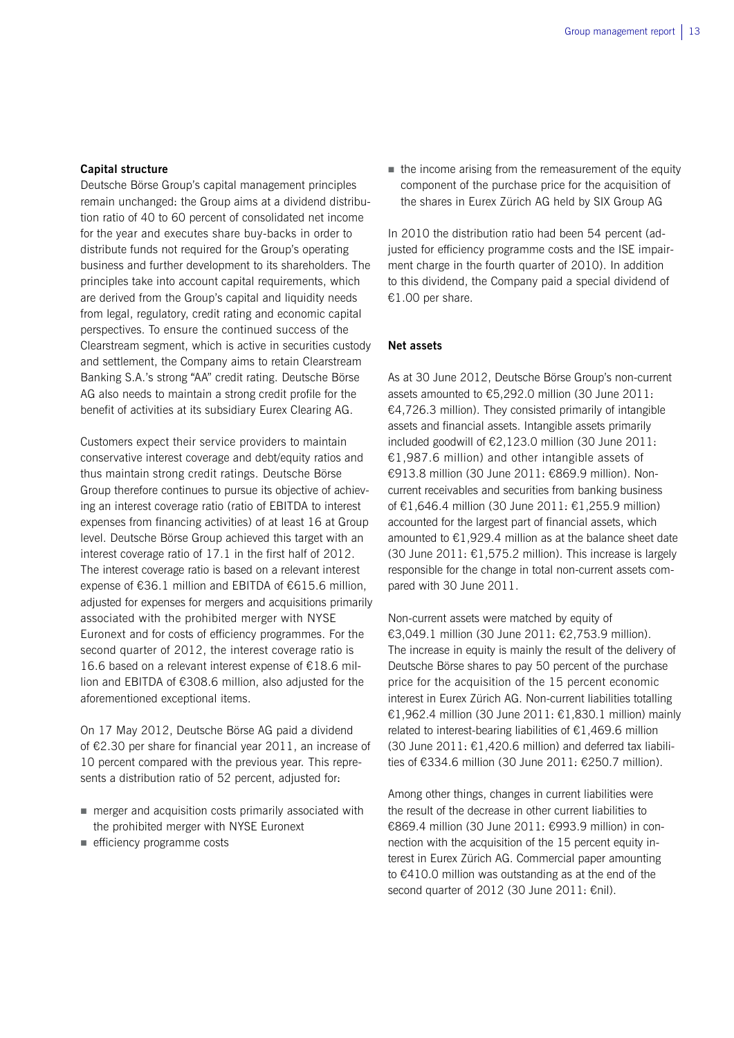## Capital structure

Deutsche Börse Group's capital management principles remain unchanged: the Group aims at a dividend distribution ratio of 40 to 60 percent of consolidated net income for the year and executes share buy-backs in order to distribute funds not required for the Group's operating business and further development to its shareholders. The principles take into account capital requirements, which are derived from the Group's capital and liquidity needs from legal, regulatory, credit rating and economic capital perspectives. To ensure the continued success of the Clearstream segment, which is active in securities custody and settlement, the Company aims to retain Clearstream Banking S.A.'s strong "AA" credit rating. Deutsche Börse AG also needs to maintain a strong credit profile for the benefit of activities at its subsidiary Eurex Clearing AG.

Customers expect their service providers to maintain conservative interest coverage and debt/equity ratios and thus maintain strong credit ratings. Deutsche Börse Group therefore continues to pursue its objective of achieving an interest coverage ratio (ratio of EBITDA to interest expenses from financing activities) of at least 16 at Group level. Deutsche Börse Group achieved this target with an interest coverage ratio of 17.1 in the first half of 2012. The interest coverage ratio is based on a relevant interest expense of €36.1 million and EBITDA of €615.6 million, adjusted for expenses for mergers and acquisitions primarily associated with the prohibited merger with NYSE Euronext and for costs of efficiency programmes. For the second quarter of 2012, the interest coverage ratio is 16.6 based on a relevant interest expense of €18.6 million and EBITDA of €308.6 million, also adjusted for the aforementioned exceptional items.

On 17 May 2012, Deutsche Börse AG paid a dividend of €2.30 per share for financial year 2011, an increase of 10 percent compared with the previous year. This represents a distribution ratio of 52 percent, adjusted for:

- merger and acquisition costs primarily associated with the prohibited merger with NYSE Euronext
- efficiency programme costs
- the income arising from the remeasurement of the equity component of the purchase price for the acquisition of the shares in Eurex Zürich AG held by SIX Group AG

In 2010 the distribution ratio had been 54 percent (adjusted for efficiency programme costs and the ISE impairment charge in the fourth quarter of 2010). In addition to this dividend, the Company paid a special dividend of €1.00 per share.

## Net assets

As at 30 June 2012, Deutsche Börse Group's non-current assets amounted to €5,292.0 million (30 June 2011: €4,726.3 million). They consisted primarily of intangible assets and financial assets. Intangible assets primarily included goodwill of €2,123.0 million (30 June 2011: €1,987.6 million) and other intangible assets of €913.8 million (30 June 2011: €869.9 million). Non-current receivables and securities from banking business of €1,646.4 million (30 June 2011: €1,255.9 million) accounted for the largest part of financial assets, which amounted to €1,929.4 million as at the balance sheet date (30 June 2011: €1,575.2 million). This increase is largely responsible for the change in total non-current assets compared with 30 June 2011.

Non-current assets were matched by equity of €3,049.1 million (30 June 2011: €2,753.9 million). The increase in equity is mainly the result of the delivery of Deutsche Börse shares to pay 50 percent of the purchase price for the acquisition of the 15 percent economic interest in Eurex Zürich AG. Non-current liabilities totalling €1,962.4 million (30 June 2011: €1,830.1 million) mainly related to interest-bearing liabilities of €1,469.6 million (30 June 2011: €1,420.6 million) and deferred tax liabilities of €334.6 million (30 June 2011: €250.7 million).

Among other things, changes in current liabilities were the result of the decrease in other current liabilities to €869.4 million (30 June 2011: €993.9 million) in connection with the acquisition of the 15 percent equity interest in Eurex Zürich AG. Commercial paper amounting to €410.0 million was outstanding as at the end of the second quarter of 2012 (30 June 2011: €nil).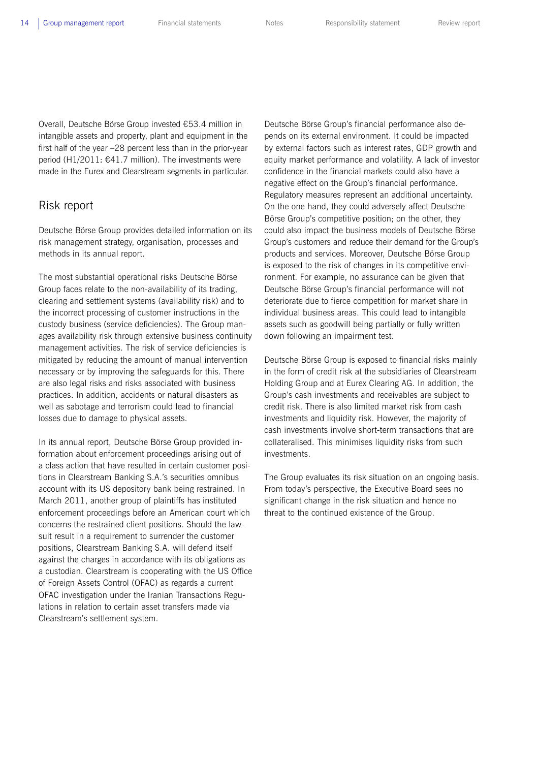Overall, Deutsche Börse Group invested €53.4 million in intangible assets and property, plant and equipment in the first half of the year –28 percent less than in the prior-year period (H1/2011: €41.7 million). The investments were made in the Eurex and Clearstream segments in particular.

## Risk report

Deutsche Börse Group provides detailed information on its risk management strategy, organisation, processes and methods in its annual report.

The most substantial operational risks Deutsche Börse Group faces relate to the non-availability of its trading, clearing and settlement systems (availability risk) and to the incorrect processing of customer instructions in the custody business (service deficiencies). The Group manages availability risk through extensive business continuity management activities. The risk of service deficiencies is mitigated by reducing the amount of manual intervention necessary or by improving the safeguards for this. There are also legal risks and risks associated with business practices. In addition, accidents or natural disasters as well as sabotage and terrorism could lead to financial losses due to damage to physical assets.

In its annual report, Deutsche Börse Group provided information about enforcement proceedings arising out of a class action that have resulted in certain customer positions in Clearstream Banking S.A.'s securities omnibus account with its US depository bank being restrained. In March 2011, another group of plaintiffs has instituted enforcement proceedings before an American court which concerns the restrained client positions. Should the lawsuit result in a requirement to surrender the customer positions, Clearstream Banking S.A. will defend itself against the charges in accordance with its obligations as a custodian. Clearstream is cooperating with the US Office of Foreign Assets Control (OFAC) as regards a current OFAC investigation under the Iranian Transactions Regulations in relation to certain asset transfers made via Clearstream's settlement system.

Deutsche Börse Group's financial performance also depends on its external environment. It could be impacted by external factors such as interest rates, GDP growth and equity market performance and volatility. A lack of investor confidence in the financial markets could also have a negative effect on the Group's financial performance. Regulatory measures represent an additional uncertainty. On the one hand, they could adversely affect Deutsche Börse Group's competitive position; on the other, they could also impact the business models of Deutsche Börse Group's customers and reduce their demand for the Group's products and services. Moreover, Deutsche Börse Group is exposed to the risk of changes in its competitive environment. For example, no assurance can be given that Deutsche Börse Group's financial performance will not deteriorate due to fierce competition for market share in individual business areas. This could lead to intangible assets such as goodwill being partially or fully written down following an impairment test.

Deutsche Börse Group is exposed to financial risks mainly in the form of credit risk at the subsidiaries of Clearstream Holding Group and at Eurex Clearing AG. In addition, the Group's cash investments and receivables are subject to credit risk. There is also limited market risk from cash investments and liquidity risk. However, the majority of cash investments involve short-term transactions that are collateralised. This minimises liquidity risks from such investments.

The Group evaluates its risk situation on an ongoing basis. From today's perspective, the Executive Board sees no significant change in the risk situation and hence no threat to the continued existence of the Group.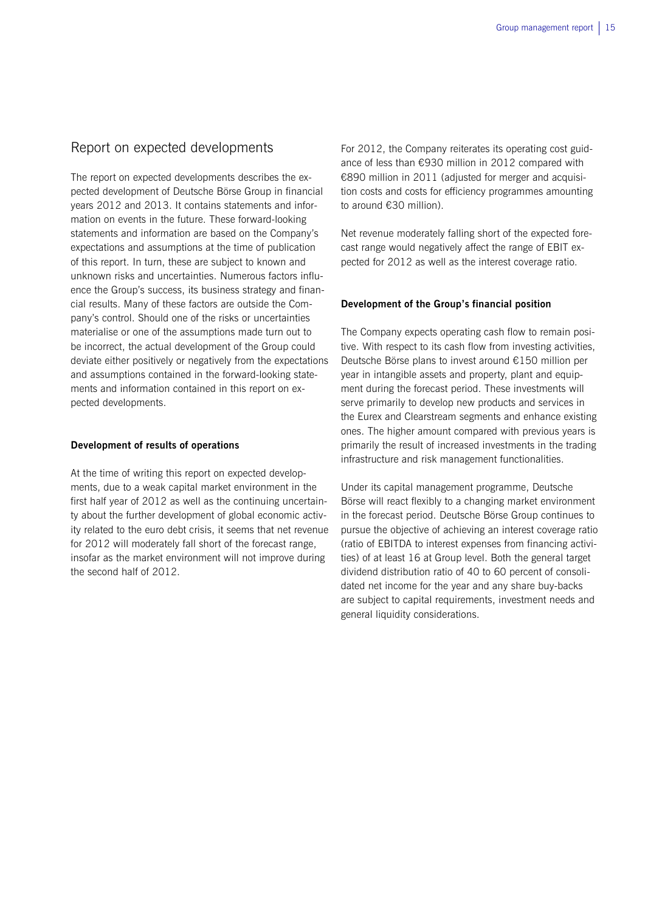## Report on expected developments

The report on expected developments describes the expected development of Deutsche Börse Group in financial years 2012 and 2013. It contains statements and information on events in the future. These forward-looking statements and information are based on the Company's expectations and assumptions at the time of publication of this report. In turn, these are subject to known and unknown risks and uncertainties. Numerous factors influence the Group's success, its business strategy and financial results. Many of these factors are outside the Company's control. Should one of the risks or uncertainties materialise or one of the assumptions made turn out to be incorrect, the actual development of the Group could deviate either positively or negatively from the expectations and assumptions contained in the forward-looking statements and information contained in this report on expected developments.

**Development of results of operations**

At the time of writing this report on expected developments, due to a weak capital market environment in the first half year of 2012 as well as the continuing uncertainty about the further development of global economic activity related to the euro debt crisis, it seems that net revenue for 2012 will moderately fall short of the forecast range, insofar as the market environment will not improve during the second half of 2012.

For 2012, the Company reiterates its operating cost guidance of less than €930 million in 2012 compared with €890 million in 2011 (adjusted for merger and acquisition costs and costs for efficiency programmes amounting to around €30 million).

Net revenue moderately falling short of the expected forecast range would negatively affect the range of EBIT expected for 2012 as well as the interest coverage ratio.

**Development of the Group's financial position**

The Company expects operating cash flow to remain positive. With respect to its cash flow from investing activities, Deutsche Börse plans to invest around €150 million per year in intangible assets and property, plant and equipment during the forecast period. These investments will serve primarily to develop new products and services in the Eurex and Clearstream segments and enhance existing ones. The higher amount compared with previous years is primarily the result of increased investments in the trading infrastructure and risk management functionalities.

Under its capital management programme, Deutsche Börse will react flexibly to a changing market environment in the forecast period. Deutsche Börse Group continues to pursue the objective of achieving an interest coverage ratio (ratio of EBITDA to interest expenses from financing activities) of at least 16 at Group level. Both the general target dividend distribution ratio of 40 to 60 percent of consolidated net income for the year and any share buy-backs are subject to capital requirements, investment needs and general liquidity considerations.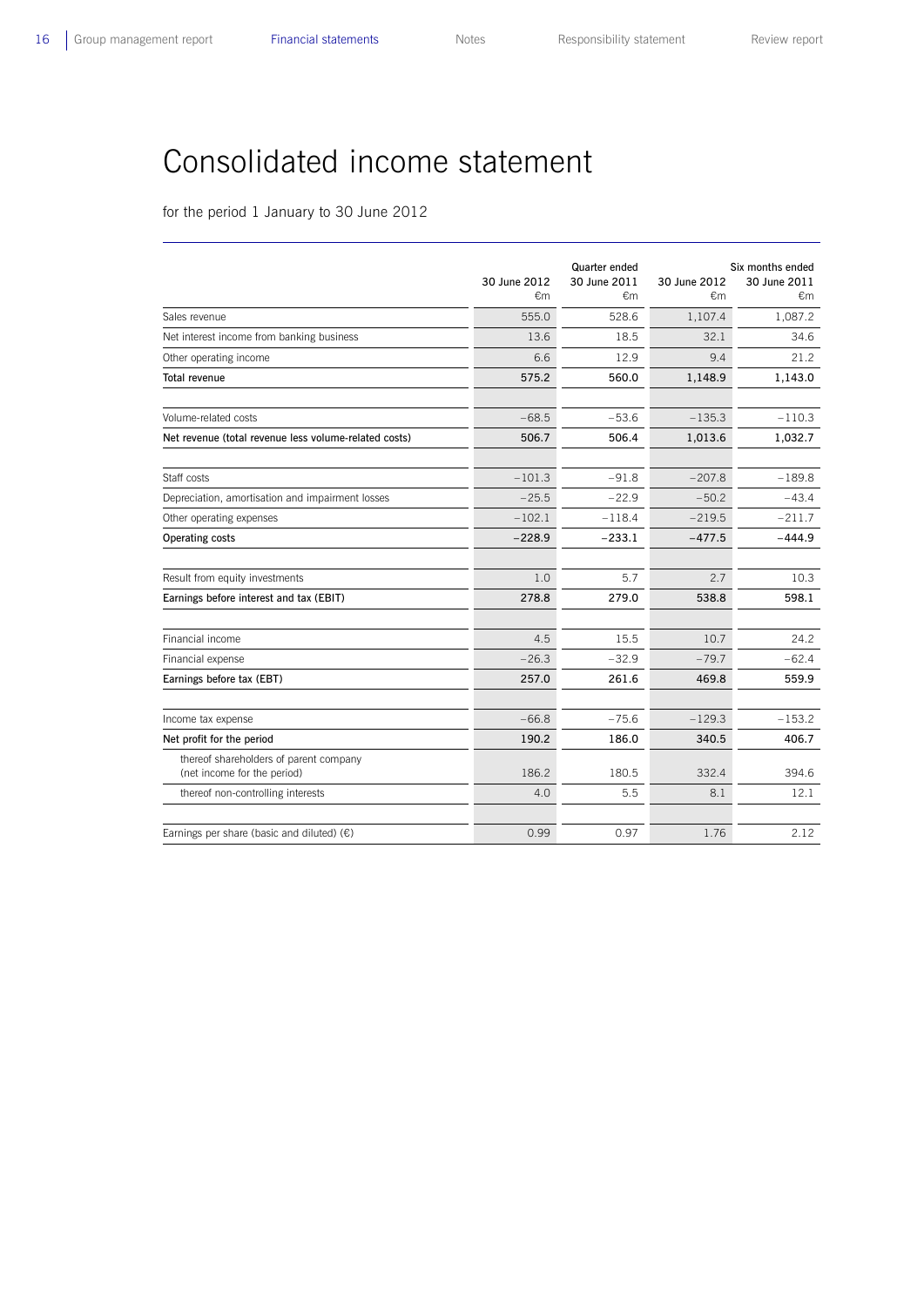# Consolidated income statement

for the period 1 January to 30 June 2012

| | Quarter ended | | Six months ended | |
|---|---|---|---|---|
| | 30 June 2012<br>€m | 30 June 2011<br>€m | 30 June 2012<br>€m | 30 June 2011<br>€m |
| Sales revenue | 555.0 | 528.6 | 1,107.4 | 1,087.2 |
| Net interest income from banking business | 13.6 | 18.5 | 32.1 | 34.6 |
| Other operating income | 6.6 | 12.9 | 9.4 | 21.2 |
| **Total revenue** | **575.2** | **560.0** | **1,148.9** | **1,143.0** |
| | | | | |
| Volume-related costs | −68.5 | −53.6 | −135.3 | −110.3 |
| **Net revenue (total revenue less volume-related costs)** | **506.7** | **506.4** | **1,013.6** | **1,032.7** |
| | | | | |
| Staff costs | −101.3 | −91.8 | −207.8 | −189.8 |
| Depreciation, amortisation and impairment losses | −25.5 | −22.9 | −50.2 | −43.4 |
| Other operating expenses | −102.1 | −118.4 | −219.5 | −211.7 |
| **Operating costs** | **−228.9** | **−233.1** | **−477.5** | **−444.9** |
| | | | | |
| Result from equity investments | 1.0 | 5.7 | 2.7 | 10.3 |
| **Earnings before interest and tax (EBIT)** | **278.8** | **279.0** | **538.8** | **598.1** |
| | | | | |
| Financial income | 4.5 | 15.5 | 10.7 | 24.2 |
| Financial expense | −26.3 | −32.9 | −79.7 | −62.4 |
| **Earnings before tax (EBT)** | **257.0** | **261.6** | **469.8** | **559.9** |
| | | | | |
| Income tax expense | −66.8 | −75.6 | −129.3 | −153.2 |
| **Net profit for the period** | **190.2** | **186.0** | **340.5** | **406.7** |
| thereof shareholders of parent company (net income for the period) | 186.2 | 180.5 | 332.4 | 394.6 |
| thereof non-controlling interests | 4.0 | 5.5 | 8.1 | 12.1 |
| | | | | |
| Earnings per share (basic and diluted) (€) | 0.99 | 0.97 | 1.76 | 2.12 |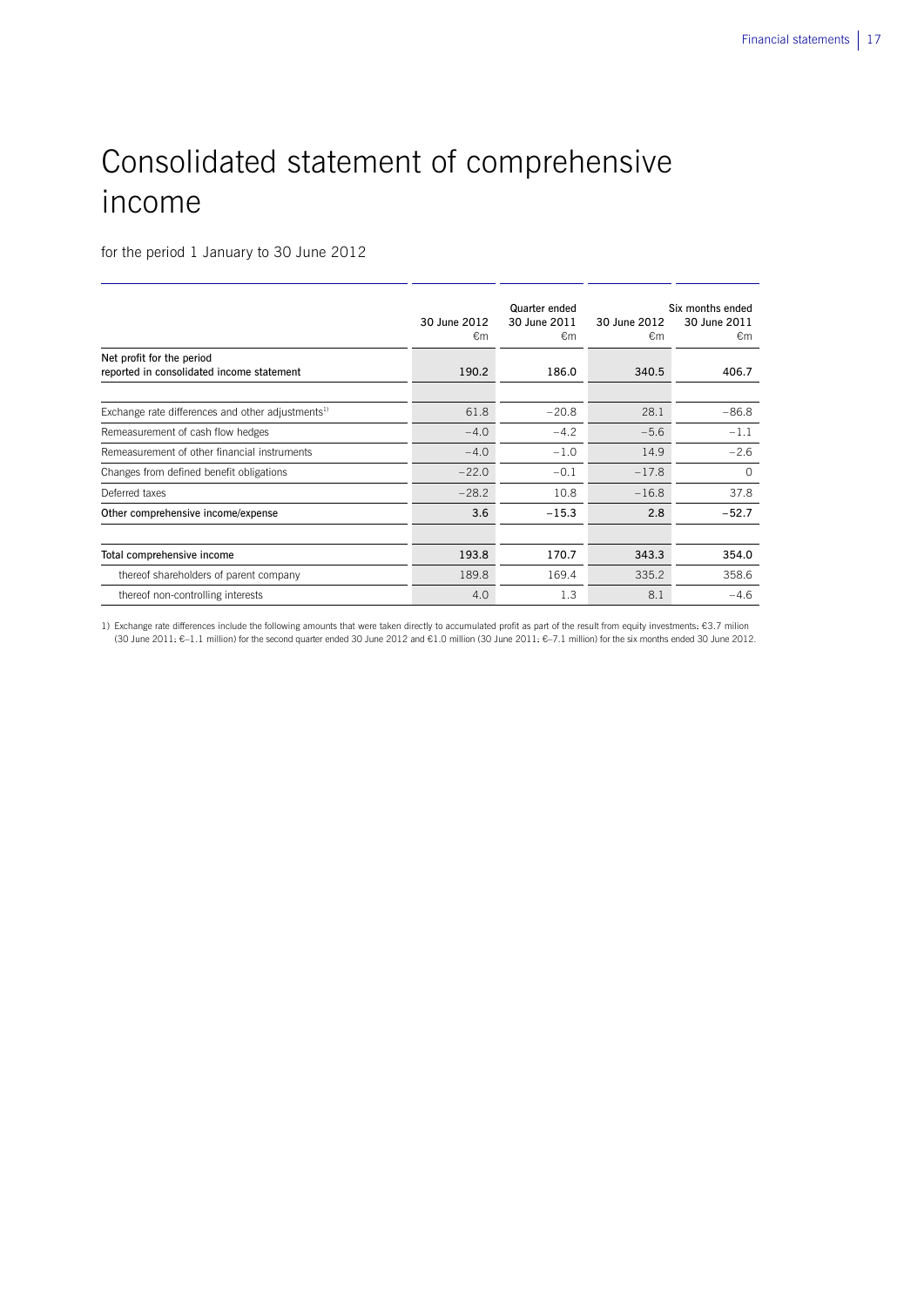# Consolidated statement of comprehensive income

for the period 1 January to 30 June 2012

| | Quarter ended | | Six months ended | |
|---|---|---|---|---|
| | 30 June 2012<br>€m | 30 June 2011<br>€m | 30 June 2012<br>€m | 30 June 2011<br>€m |
| **Net profit for the period reported in consolidated income statement** | **190.2** | **186.0** | **340.5** | **406.7** |
| | | | | |
| Exchange rate differences and other adjustments[1] | 61.8 | −20.8 | 28.1 | −86.8 |
| Remeasurement of cash flow hedges | −4.0 | −4.2 | −5.6 | −1.1 |
| Remeasurement of other financial instruments | −4.0 | −1.0 | 14.9 | −2.6 |
| Changes from defined benefit obligations | −22.0 | −0.1 | −17.8 | 0 |
| Deferred taxes | −28.2 | 10.8 | −16.8 | 37.8 |
| **Other comprehensive income/expense** | **3.6** | **−15.3** | **2.8** | **−52.7** |
| | | | | |
| **Total comprehensive income** | **193.8** | **170.7** | **343.3** | **354.0** |
| thereof shareholders of parent company | 189.8 | 169.4 | 335.2 | 358.6 |
| thereof non-controlling interests | 4.0 | 1.3 | 8.1 | −4.6 |

1) Exchange rate differences include the following amounts that were taken directly to accumulated profit as part of the result from equity investments: €3.7 milion (30 June 2011: €–1.1 million) for the second quarter ended 30 June 2012 and €1.0 million (30 June 2011: €–7.1 million) for the six months ended 30 June 2012.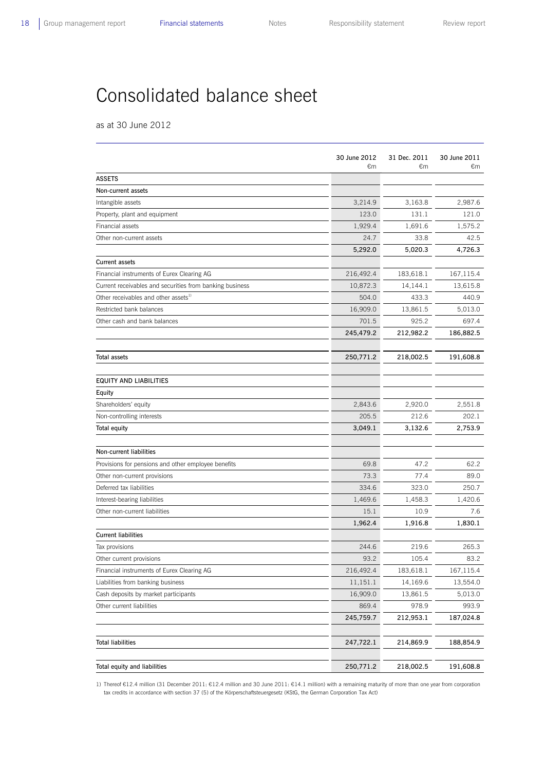# Consolidated balance sheet

as at 30 June 2012

| | 30 June 2012 €m | 31 Dec. 2011 €m | 30 June 2011 €m |
|---|---|---|---|
| **ASSETS** | | | |
| **Non-current assets** | | | |
| Intangible assets | 3,214.9 | 3,163.8 | 2,987.6 |
| Property, plant and equipment | 123.0 | 131.1 | 121.0 |
| Financial assets | 1,929.4 | 1,691.6 | 1,575.2 |
| Other non-current assets | 24.7 | 33.8 | 42.5 |
| | **5,292.0** | **5,020.3** | **4,726.3** |
| **Current assets** | | | |
| Financial instruments of Eurex Clearing AG | 216,492.4 | 183,618.1 | 167,115.4 |
| Current receivables and securities from banking business | 10,872.3 | 14,144.1 | 13,615.8 |
| Other receivables and other assets[1] | 504.0 | 433.3 | 440.9 |
| Restricted bank balances | 16,909.0 | 13,861.5 | 5,013.0 |
| Other cash and bank balances | 701.5 | 925.2 | 697.4 |
| | **245,479.2** | **212,982.2** | **186,882.5** |
| **Total assets** | **250,771.2** | **218,002.5** | **191,608.8** |
| **EQUITY AND LIABILITIES** | | | |
| **Equity** | | | |
| Shareholders' equity | 2,843.6 | 2,920.0 | 2,551.8 |
| Non-controlling interests | 205.5 | 212.6 | 202.1 |
| **Total equity** | **3,049.1** | **3,132.6** | **2,753.9** |
| **Non-current liabilities** | | | |
| Provisions for pensions and other employee benefits | 69.8 | 47.2 | 62.2 |
| Other non-current provisions | 73.3 | 77.4 | 89.0 |
| Deferred tax liabilities | 334.6 | 323.0 | 250.7 |
| Interest-bearing liabilities | 1,469.6 | 1,458.3 | 1,420.6 |
| Other non-current liabilities | 15.1 | 10.9 | 7.6 |
| | **1,962.4** | **1,916.8** | **1,830.1** |
| **Current liabilities** | | | |
| Tax provisions | 244.6 | 219.6 | 265.3 |
| Other current provisions | 93.2 | 105.4 | 83.2 |
| Financial instruments of Eurex Clearing AG | 216,492.4 | 183,618.1 | 167,115.4 |
| Liabilities from banking business | 11,151.1 | 14,169.6 | 13,554.0 |
| Cash deposits by market participants | 16,909.0 | 13,861.5 | 5,013.0 |
| Other current liabilities | 869.4 | 978.9 | 993.9 |
| | **245,759.7** | **212,953.1** | **187,024.8** |
| **Total liabilities** | **247,722.1** | **214,869.9** | **188,854.9** |
| **Total equity and liabilities** | **250,771.2** | **218,002.5** | **191,608.8** |

1) Thereof €12.4 million (31 December 2011: €12.4 million and 30 June 2011: €14.1 million) with a remaining maturity of more than one year from corporation tax credits in accordance with section 37 (5) of the Körperschaftsteuergesetz (KStG, the German Corporation Tax Act)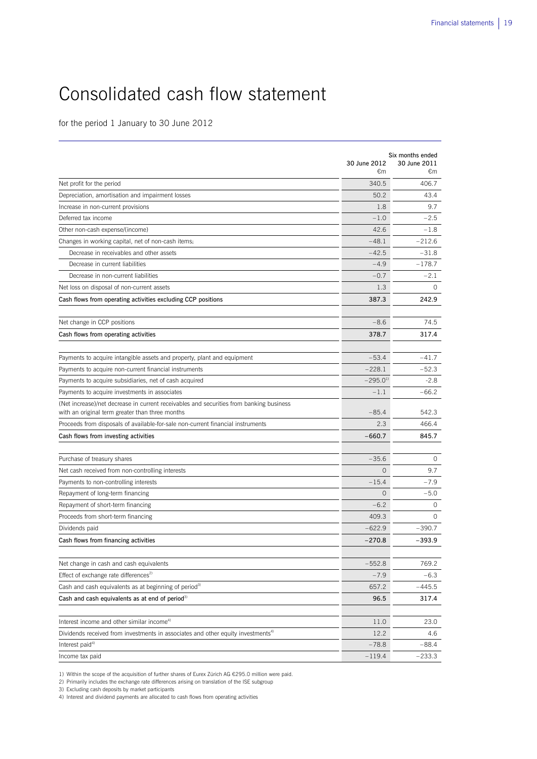# Consolidated cash flow statement

for the period 1 January to 30 June 2012

| | Six months ended 30 June 2012 €m | 30 June 2011 €m |
|---|---|---|
| Net profit for the period | 340.5 | 406.7 |
| Depreciation, amortisation and impairment losses | 50.2 | 43.4 |
| Increase in non-current provisions | 1.8 | 9.7 |
| Deferred tax income | –1.0 | –2.5 |
| Other non-cash expense/(income) | 42.6 | –1.8 |
| Changes in working capital, net of non-cash items: | –48.1 | –212.6 |
| Decrease in receivables and other assets | –42.5 | –31.8 |
| Decrease in current liabilities | –4.9 | –178.7 |
| Decrease in non-current liabilities | –0.7 | –2.1 |
| Net loss on disposal of non-current assets | 1.3 | 0 |
| **Cash flows from operating activities excluding CCP positions** | **387.3** | **242.9** |
| | | |
| Net change in CCP positions | –8.6 | 74.5 |
| **Cash flows from operating activities** | **378.7** | **317.4** |
| | | |
| Payments to acquire intangible assets and property, plant and equipment | –53.4 | –41.7 |
| Payments to acquire non-current financial instruments | –228.1 | –52.3 |
| Payments to acquire subsidiaries, net of cash acquired | –295.0[1] | –2.8 |
| Payments to acquire investments in associates | –1.1 | –66.2 |
| (Net increase)/net decrease in current receivables and securities from banking business with an original term greater than three months | –85.4 | 542.3 |
| Proceeds from disposals of available-for-sale non-current financial instruments | 2.3 | 466.4 |
| **Cash flows from investing activities** | **–660.7** | **845.7** |
| | | |
| Purchase of treasury shares | –35.6 | 0 |
| Net cash received from non-controlling interests | 0 | 9.7 |
| Payments to non-controlling interests | –15.4 | –7.9 |
| Repayment of long-term financing | 0 | –5.0 |
| Repayment of short-term financing | –6.2 | 0 |
| Proceeds from short-term financing | 409.3 | 0 |
| Dividends paid | –622.9 | –390.7 |
| **Cash flows from financing activities** | **–270.8** | **–393.9** |
| | | |
| Net change in cash and cash equivalents | –552.8 | 769.2 |
| Effect of exchange rate differences[2] | –7.9 | –6.3 |
| Cash and cash equivalents as at beginning of period[3] | 657.2 | –445.5 |
| **Cash and cash equivalents as at end of period[3]** | **96.5** | **317.4** |
| | | |
| Interest income and other similar income[4] | 11.0 | 23.0 |
| Dividends received from investments in associates and other equity investments[4] | 12.2 | 4.6 |
| Interest paid[4] | –78.8 | –88.4 |
| Income tax paid | –119.4 | –233.3 |

1) Within the scope of the acquisition of further shares of Eurex Zürich AG €295.0 million were paid.
2) Primarily includes the exchange rate differences arising on translation of the ISE subgroup
3) Excluding cash deposits by market participants
4) Interest and dividend payments are allocated to cash flows from operating activities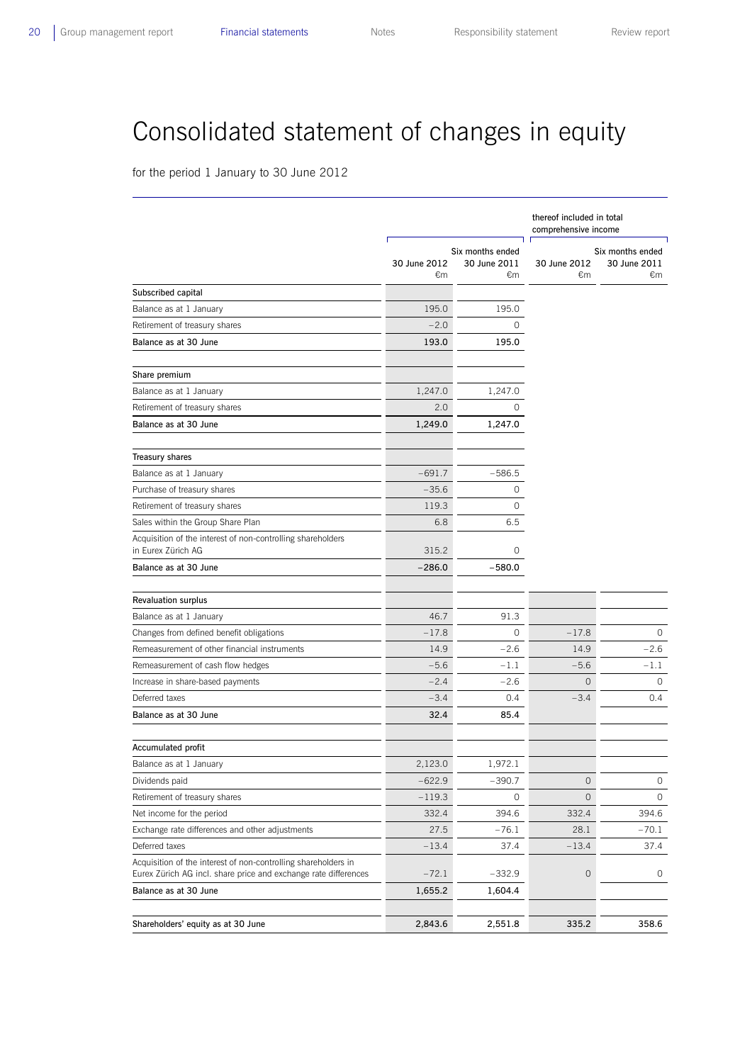# Consolidated statement of changes in equity

for the period 1 January to 30 June 2012

| | Six months ended | | thereof included in total comprehensive income | |
|---|---|---|---|---|
| | | | Six months ended | |
| | 30 June 2012 €m | 30 June 2011 €m | 30 June 2012 €m | 30 June 2011 €m |
| **Subscribed capital** | | | | |
| Balance as at 1 January | 195.0 | 195.0 | | |
| Retirement of treasury shares | –2.0 | 0 | | |
| **Balance as at 30 June** | **193.0** | **195.0** | | |
| **Share premium** | | | | |
| Balance as at 1 January | 1,247.0 | 1,247.0 | | |
| Retirement of treasury shares | 2.0 | 0 | | |
| **Balance as at 30 June** | **1,249.0** | **1,247.0** | | |
| **Treasury shares** | | | | |
| Balance as at 1 January | –691.7 | –586.5 | | |
| Purchase of treasury shares | –35.6 | 0 | | |
| Retirement of treasury shares | 119.3 | 0 | | |
| Sales within the Group Share Plan | 6.8 | 6.5 | | |
| Acquisition of the interest of non-controlling shareholders in Eurex Zürich AG | 315.2 | 0 | | |
| **Balance as at 30 June** | **–286.0** | **–580.0** | | |
| **Revaluation surplus** | | | | |
| Balance as at 1 January | 46.7 | 91.3 | | |
| Changes from defined benefit obligations | –17.8 | 0 | –17.8 | 0 |
| Remeasurement of other financial instruments | 14.9 | –2.6 | 14.9 | –2.6 |
| Remeasurement of cash flow hedges | –5.6 | –1.1 | –5.6 | –1.1 |
| Increase in share-based payments | –2.4 | –2.6 | 0 | 0 |
| Deferred taxes | –3.4 | 0.4 | –3.4 | 0.4 |
| **Balance as at 30 June** | **32.4** | **85.4** | | |
| **Accumulated profit** | | | | |
| Balance as at 1 January | 2,123.0 | 1,972.1 | | |
| Dividends paid | –622.9 | –390.7 | 0 | 0 |
| Retirement of treasury shares | –119.3 | 0 | 0 | 0 |
| Net income for the period | 332.4 | 394.6 | 332.4 | 394.6 |
| Exchange rate differences and other adjustments | 27.5 | –76.1 | 28.1 | –70.1 |
| Deferred taxes | –13.4 | 37.4 | –13.4 | 37.4 |
| Acquisition of the interest of non-controlling shareholders in Eurex Zürich AG incl. share price and exchange rate differences | –72.1 | –332.9 | 0 | 0 |
| **Balance as at 30 June** | **1,655.2** | **1,604.4** | | |
| **Shareholders' equity as at 30 June** | **2,843.6** | **2,551.8** | **335.2** | **358.6** |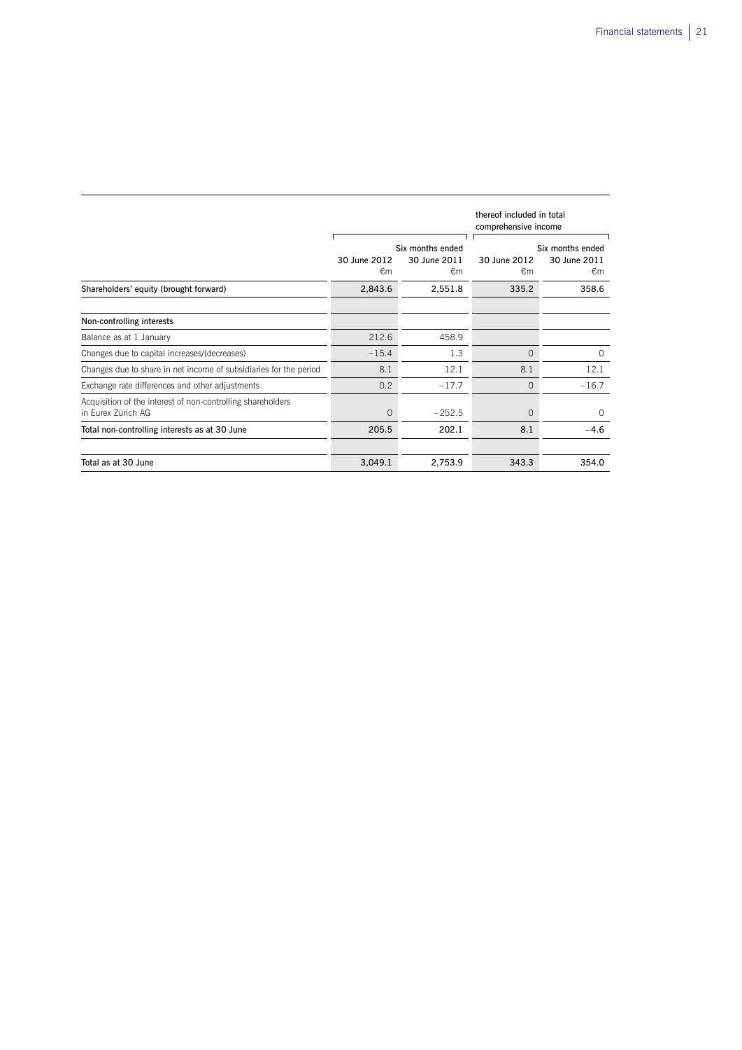| | Six months ended | | thereof included in total comprehensive income Six months ended | |
|---|---|---|---|---|
| | 30 June 2012 €m | 30 June 2011 €m | 30 June 2012 €m | 30 June 2011 €m |
| **Shareholders' equity (brought forward)** | **2,843.6** | **2,551.8** | **335.2** | **358.6** |
| | | | | |
| **Non-controlling interests** | | | | |
| Balance as at 1 January | 212.6 | 458.9 | | |
| Changes due to capital increases/(decreases) | −15.4 | 1.3 | 0 | 0 |
| Changes due to share in net income of subsidiaries for the period | 8.1 | 12.1 | 8.1 | 12.1 |
| Exchange rate differences and other adjustments | 0.2 | −17.7 | 0 | −16.7 |
| Acquisition of the interest of non-controlling shareholders in Eurex Zürich AG | 0 | −252.5 | 0 | 0 |
| **Total non-controlling interests as at 30 June** | **205.5** | **202.1** | **8.1** | **−4.6** |
| | | | | |
| **Total as at 30 June** | **3,049.1** | **2,753.9** | **343.3** | **354.0** |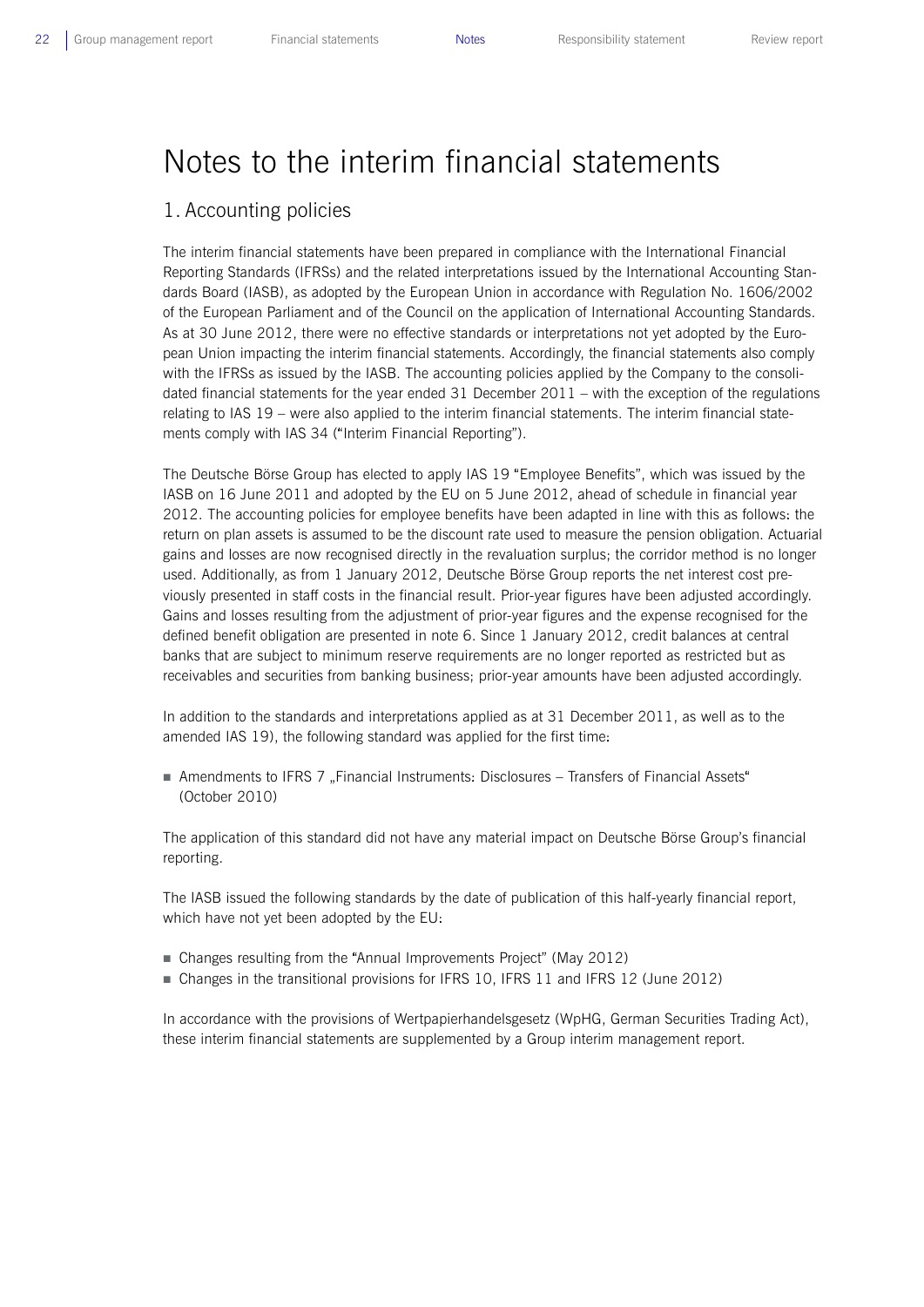# Notes to the interim financial statements

## 1. Accounting policies

The interim financial statements have been prepared in compliance with the International Financial Reporting Standards (IFRSs) and the related interpretations issued by the International Accounting Standards Board (IASB), as adopted by the European Union in accordance with Regulation No. 1606/2002 of the European Parliament and of the Council on the application of International Accounting Standards. As at 30 June 2012, there were no effective standards or interpretations not yet adopted by the European Union impacting the interim financial statements. Accordingly, the financial statements also comply with the IFRSs as issued by the IASB. The accounting policies applied by the Company to the consolidated financial statements for the year ended 31 December 2011 – with the exception of the regulations relating to IAS 19 – were also applied to the interim financial statements. The interim financial statements comply with IAS 34 ("Interim Financial Reporting").

The Deutsche Börse Group has elected to apply IAS 19 "Employee Benefits", which was issued by the IASB on 16 June 2011 and adopted by the EU on 5 June 2012, ahead of schedule in financial year 2012. The accounting policies for employee benefits have been adapted in line with this as follows: the return on plan assets is assumed to be the discount rate used to measure the pension obligation. Actuarial gains and losses are now recognised directly in the revaluation surplus; the corridor method is no longer used. Additionally, as from 1 January 2012, Deutsche Börse Group reports the net interest cost previously presented in staff costs in the financial result. Prior-year figures have been adjusted accordingly. Gains and losses resulting from the adjustment of prior-year figures and the expense recognised for the defined benefit obligation are presented in note 6. Since 1 January 2012, credit balances at central banks that are subject to minimum reserve requirements are no longer reported as restricted but as receivables and securities from banking business; prior-year amounts have been adjusted accordingly.

In addition to the standards and interpretations applied as at 31 December 2011, as well as to the amended IAS 19), the following standard was applied for the first time:

- Amendments to IFRS 7 „Financial Instruments: Disclosures – Transfers of Financial Assets" (October 2010)

The application of this standard did not have any material impact on Deutsche Börse Group's financial reporting.

The IASB issued the following standards by the date of publication of this half-yearly financial report, which have not yet been adopted by the EU:

- Changes resulting from the "Annual Improvements Project" (May 2012)
- Changes in the transitional provisions for IFRS 10, IFRS 11 and IFRS 12 (June 2012)

In accordance with the provisions of Wertpapierhandelsgesetz (WpHG, German Securities Trading Act), these interim financial statements are supplemented by a Group interim management report.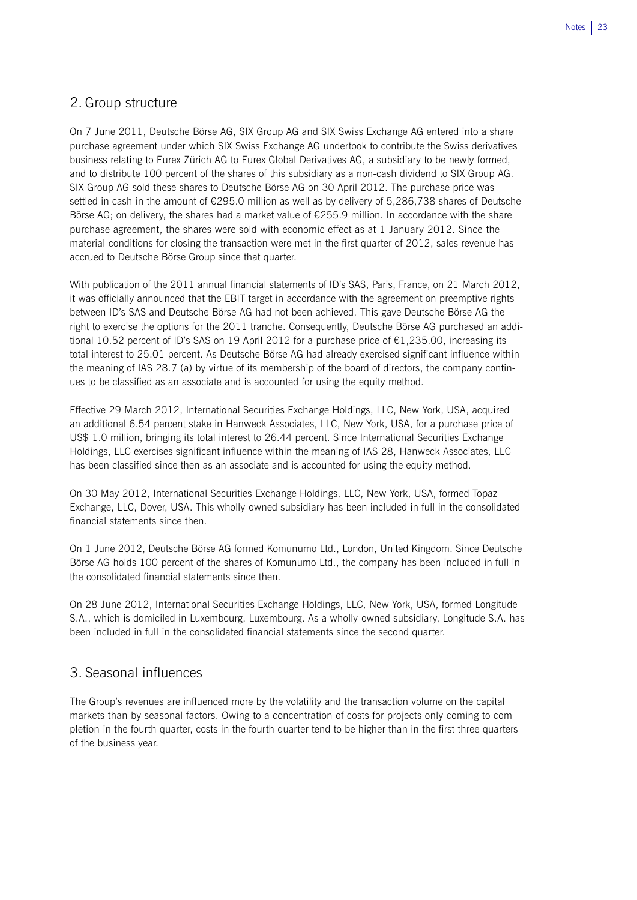## 2. Group structure

On 7 June 2011, Deutsche Börse AG, SIX Group AG and SIX Swiss Exchange AG entered into a share purchase agreement under which SIX Swiss Exchange AG undertook to contribute the Swiss derivatives business relating to Eurex Zürich AG to Eurex Global Derivatives AG, a subsidiary to be newly formed, and to distribute 100 percent of the shares of this subsidiary as a non-cash dividend to SIX Group AG. SIX Group AG sold these shares to Deutsche Börse AG on 30 April 2012. The purchase price was settled in cash in the amount of €295.0 million as well as by delivery of 5,286,738 shares of Deutsche Börse AG; on delivery, the shares had a market value of €255.9 million. In accordance with the share purchase agreement, the shares were sold with economic effect as at 1 January 2012. Since the material conditions for closing the transaction were met in the first quarter of 2012, sales revenue has accrued to Deutsche Börse Group since that quarter.

With publication of the 2011 annual financial statements of ID's SAS, Paris, France, on 21 March 2012, it was officially announced that the EBIT target in accordance with the agreement on preemptive rights between ID's SAS and Deutsche Börse AG had not been achieved. This gave Deutsche Börse AG the right to exercise the options for the 2011 tranche. Consequently, Deutsche Börse AG purchased an additional 10.52 percent of ID's SAS on 19 April 2012 for a purchase price of €1,235.00, increasing its total interest to 25.01 percent. As Deutsche Börse AG had already exercised significant influence within the meaning of IAS 28.7 (a) by virtue of its membership of the board of directors, the company continues to be classified as an associate and is accounted for using the equity method.

Effective 29 March 2012, International Securities Exchange Holdings, LLC, New York, USA, acquired an additional 6.54 percent stake in Hanweck Associates, LLC, New York, USA, for a purchase price of US$ 1.0 million, bringing its total interest to 26.44 percent. Since International Securities Exchange Holdings, LLC exercises significant influence within the meaning of IAS 28, Hanweck Associates, LLC has been classified since then as an associate and is accounted for using the equity method.

On 30 May 2012, International Securities Exchange Holdings, LLC, New York, USA, formed Topaz Exchange, LLC, Dover, USA. This wholly-owned subsidiary has been included in full in the consolidated financial statements since then.

On 1 June 2012, Deutsche Börse AG formed Komunumo Ltd., London, United Kingdom. Since Deutsche Börse AG holds 100 percent of the shares of Komunumo Ltd., the company has been included in full in the consolidated financial statements since then.

On 28 June 2012, International Securities Exchange Holdings, LLC, New York, USA, formed Longitude S.A., which is domiciled in Luxembourg, Luxembourg. As a wholly-owned subsidiary, Longitude S.A. has been included in full in the consolidated financial statements since the second quarter.

## 3. Seasonal influences

The Group's revenues are influenced more by the volatility and the transaction volume on the capital markets than by seasonal factors. Owing to a concentration of costs for projects only coming to completion in the fourth quarter, costs in the fourth quarter tend to be higher than in the first three quarters of the business year.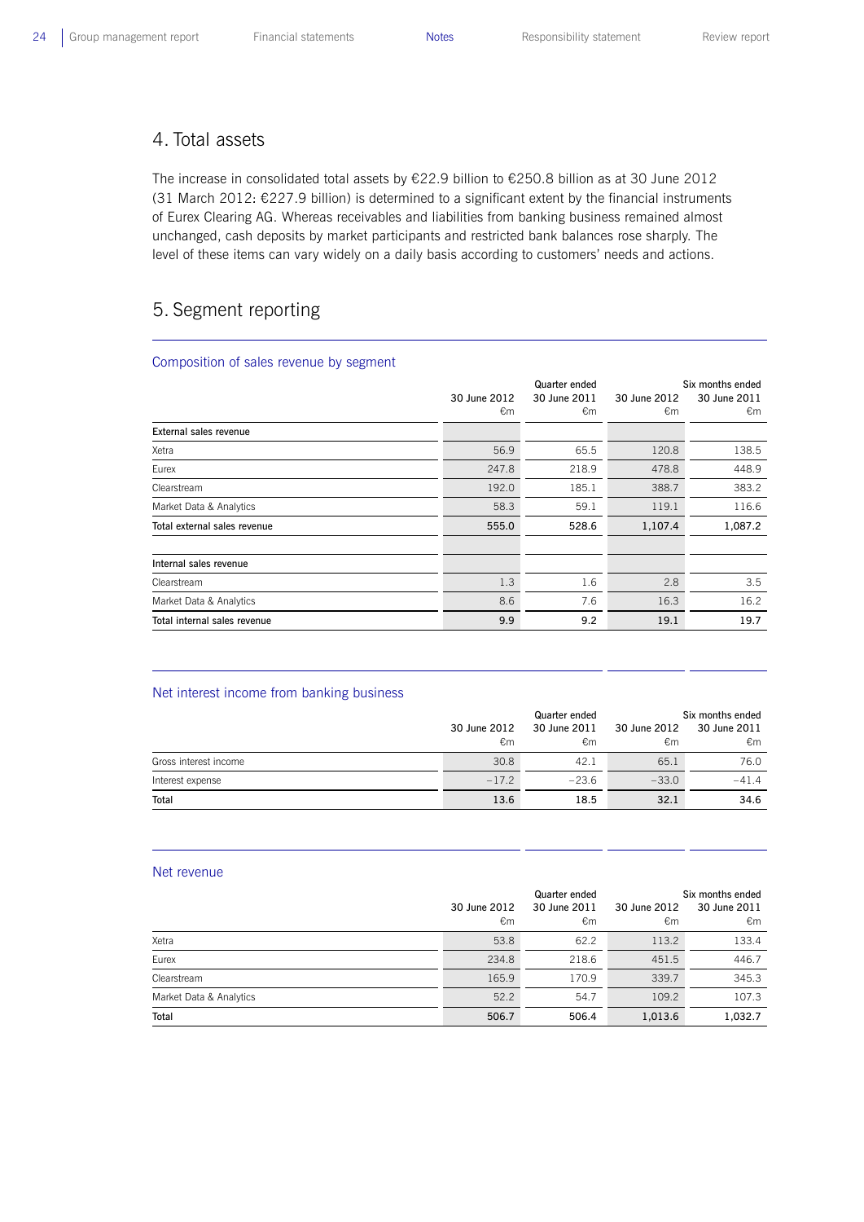## 4. Total assets

The increase in consolidated total assets by €22.9 billion to €250.8 billion as at 30 June 2012 (31 March 2012: €227.9 billion) is determined to a significant extent by the financial instruments of Eurex Clearing AG. Whereas receivables and liabilities from banking business remained almost unchanged, cash deposits by market participants and restricted bank balances rose sharply. The level of these items can vary widely on a daily basis according to customers' needs and actions.

## 5. Segment reporting

### Composition of sales revenue by segment

| | Quarter ended 30 June 2012 €m | Quarter ended 30 June 2011 €m | Six months ended 30 June 2012 €m | Six months ended 30 June 2011 €m |
|---|---|---|---|---|
| **External sales revenue** | | | | |
| Xetra | 56.9 | 65.5 | 120.8 | 138.5 |
| Eurex | 247.8 | 218.9 | 478.8 | 448.9 |
| Clearstream | 192.0 | 185.1 | 388.7 | 383.2 |
| Market Data & Analytics | 58.3 | 59.1 | 119.1 | 116.6 |
| **Total external sales revenue** | **555.0** | **528.6** | **1,107.4** | **1,087.2** |
| | | | | |
| **Internal sales revenue** | | | | |
| Clearstream | 1.3 | 1.6 | 2.8 | 3.5 |
| Market Data & Analytics | 8.6 | 7.6 | 16.3 | 16.2 |
| **Total internal sales revenue** | **9.9** | **9.2** | **19.1** | **19.7** |

### Net interest income from banking business

| | Quarter ended 30 June 2012 €m | Quarter ended 30 June 2011 €m | Six months ended 30 June 2012 €m | Six months ended 30 June 2011 €m |
|---|---|---|---|---|
| Gross interest income | 30.8 | 42.1 | 65.1 | 76.0 |
| Interest expense | −17.2 | −23.6 | −33.0 | −41.4 |
| **Total** | **13.6** | **18.5** | **32.1** | **34.6** |

### Net revenue

| | Quarter ended 30 June 2012 €m | Quarter ended 30 June 2011 €m | Six months ended 30 June 2012 €m | Six months ended 30 June 2011 €m |
|---|---|---|---|---|
| Xetra | 53.8 | 62.2 | 113.2 | 133.4 |
| Eurex | 234.8 | 218.6 | 451.5 | 446.7 |
| Clearstream | 165.9 | 170.9 | 339.7 | 345.3 |
| Market Data & Analytics | 52.2 | 54.7 | 109.2 | 107.3 |
| **Total** | **506.7** | **506.4** | **1,013.6** | **1,032.7** |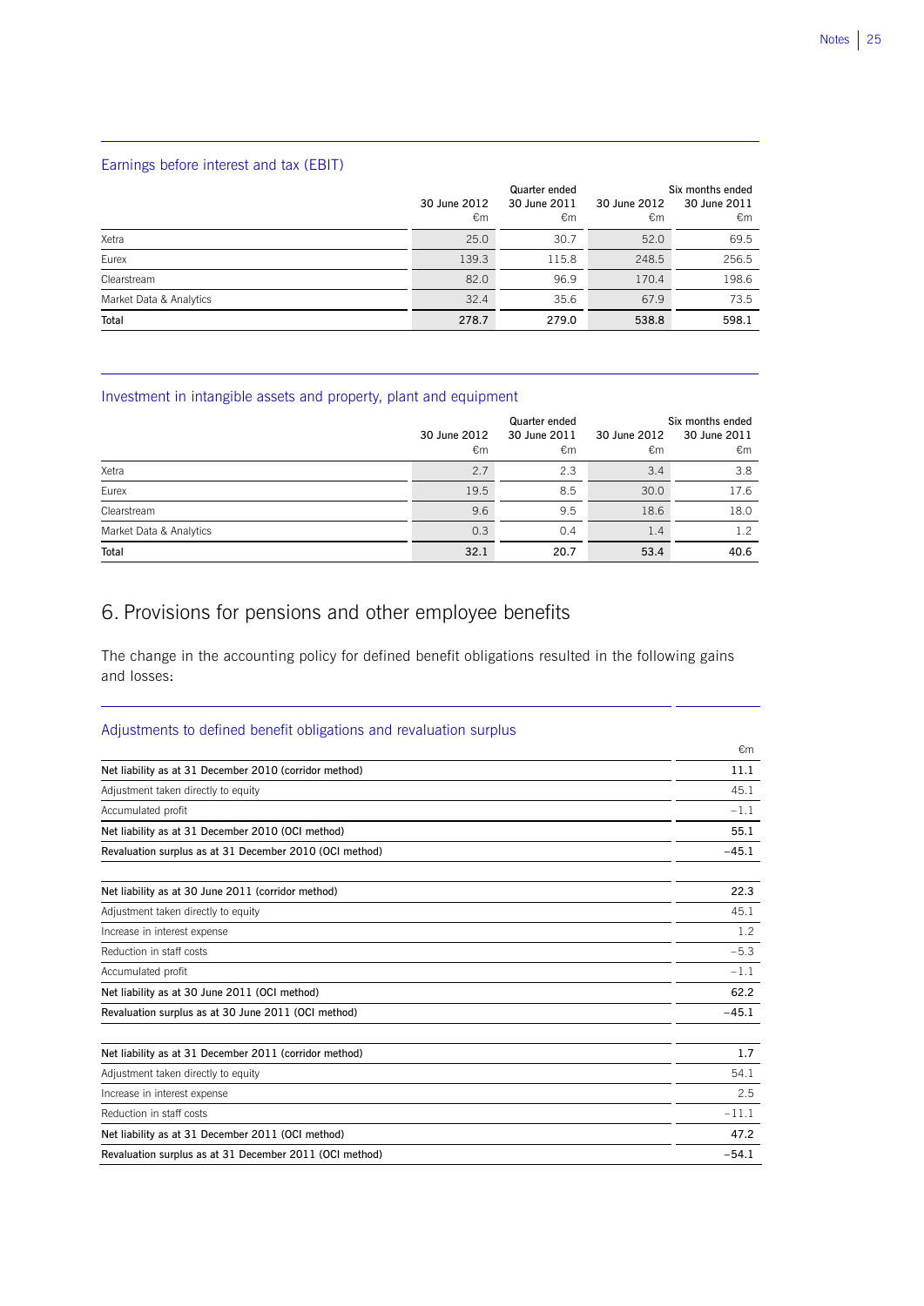### Earnings before interest and tax (EBIT)

| | Quarter ended | | Six months ended | |
|---|---|---|---|---|
| | 30 June 2012 €m | 30 June 2011 €m | 30 June 2012 €m | 30 June 2011 €m |
| Xetra | 25.0 | 30.7 | 52.0 | 69.5 |
| Eurex | 139.3 | 115.8 | 248.5 | 256.5 |
| Clearstream | 82.0 | 96.9 | 170.4 | 198.6 |
| Market Data & Analytics | 32.4 | 35.6 | 67.9 | 73.5 |
| **Total** | **278.7** | **279.0** | **538.8** | **598.1** |

### Investment in intangible assets and property, plant and equipment

| | Quarter ended | | Six months ended | |
|---|---|---|---|---|
| | 30 June 2012 €m | 30 June 2011 €m | 30 June 2012 €m | 30 June 2011 €m |
| Xetra | 2.7 | 2.3 | 3.4 | 3.8 |
| Eurex | 19.5 | 8.5 | 30.0 | 17.6 |
| Clearstream | 9.6 | 9.5 | 18.6 | 18.0 |
| Market Data & Analytics | 0.3 | 0.4 | 1.4 | 1.2 |
| **Total** | **32.1** | **20.7** | **53.4** | **40.6** |

## 6. Provisions for pensions and other employee benefits

The change in the accounting policy for defined benefit obligations resulted in the following gains and losses:

### Adjustments to defined benefit obligations and revaluation surplus

| | €m |
|---|---|
| **Net liability as at 31 December 2010 (corridor method)** | **11.1** |
| Adjustment taken directly to equity | 45.1 |
| Accumulated profit | −1.1 |
| **Net liability as at 31 December 2010 (OCI method)** | **55.1** |
| **Revaluation surplus as at 31 December 2010 (OCI method)** | **−45.1** |
| | |
| **Net liability as at 30 June 2011 (corridor method)** | **22.3** |
| Adjustment taken directly to equity | 45.1 |
| Increase in interest expense | 1.2 |
| Reduction in staff costs | −5.3 |
| Accumulated profit | −1.1 |
| **Net liability as at 30 June 2011 (OCI method)** | **62.2** |
| **Revaluation surplus as at 30 June 2011 (OCI method)** | **−45.1** |
| | |
| **Net liability as at 31 December 2011 (corridor method)** | **1.7** |
| Adjustment taken directly to equity | 54.1 |
| Increase in interest expense | 2.5 |
| Reduction in staff costs | −11.1 |
| **Net liability as at 31 December 2011 (OCI method)** | **47.2** |
| **Revaluation surplus as at 31 December 2011 (OCI method)** | **−54.1** |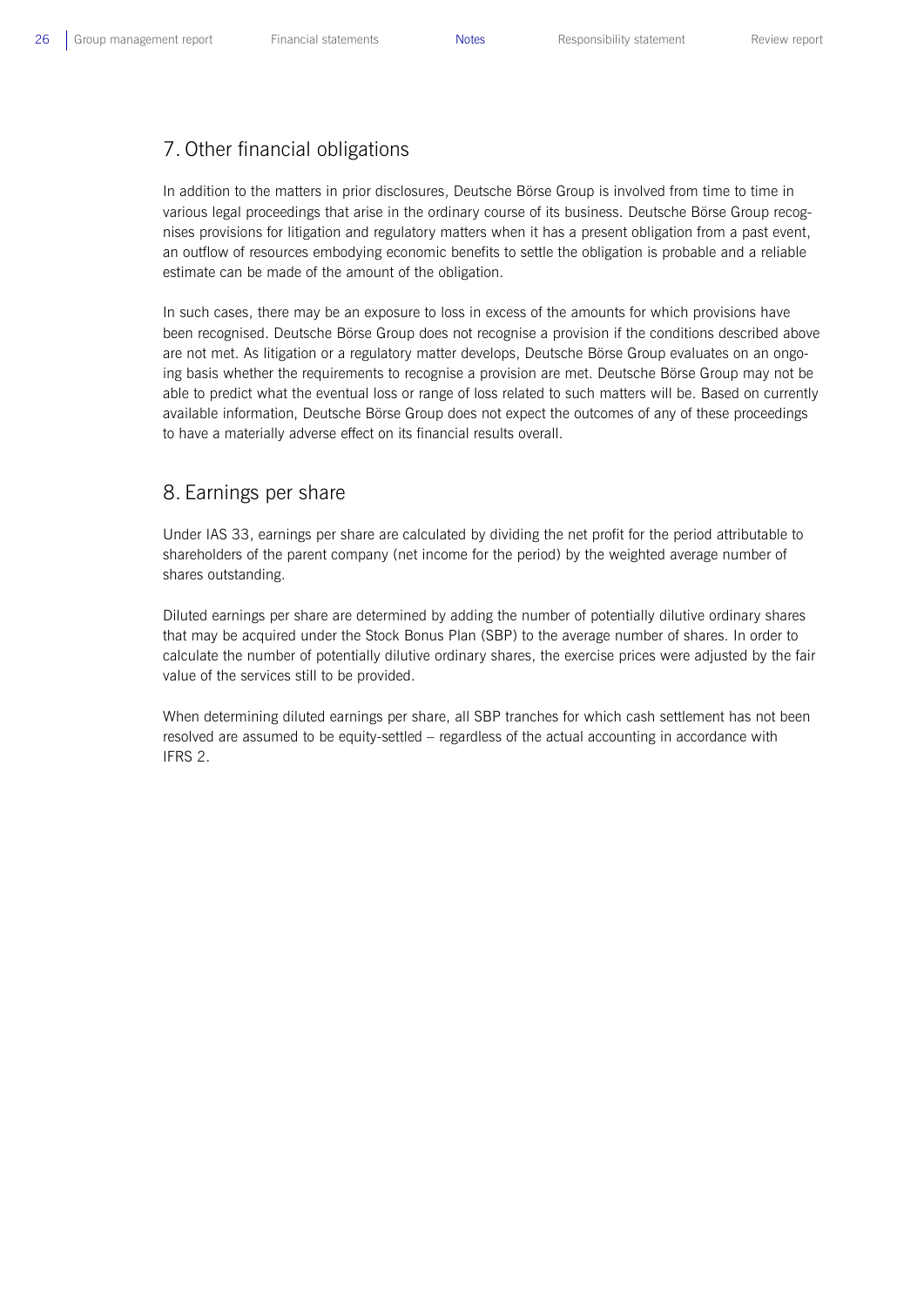## 7. Other financial obligations

In addition to the matters in prior disclosures, Deutsche Börse Group is involved from time to time in various legal proceedings that arise in the ordinary course of its business. Deutsche Börse Group recognises provisions for litigation and regulatory matters when it has a present obligation from a past event, an outflow of resources embodying economic benefits to settle the obligation is probable and a reliable estimate can be made of the amount of the obligation.

In such cases, there may be an exposure to loss in excess of the amounts for which provisions have been recognised. Deutsche Börse Group does not recognise a provision if the conditions described above are not met. As litigation or a regulatory matter develops, Deutsche Börse Group evaluates on an ongoing basis whether the requirements to recognise a provision are met. Deutsche Börse Group may not be able to predict what the eventual loss or range of loss related to such matters will be. Based on currently available information, Deutsche Börse Group does not expect the outcomes of any of these proceedings to have a materially adverse effect on its financial results overall.

## 8. Earnings per share

Under IAS 33, earnings per share are calculated by dividing the net profit for the period attributable to shareholders of the parent company (net income for the period) by the weighted average number of shares outstanding.

Diluted earnings per share are determined by adding the number of potentially dilutive ordinary shares that may be acquired under the Stock Bonus Plan (SBP) to the average number of shares. In order to calculate the number of potentially dilutive ordinary shares, the exercise prices were adjusted by the fair value of the services still to be provided.

When determining diluted earnings per share, all SBP tranches for which cash settlement has not been resolved are assumed to be equity-settled – regardless of the actual accounting in accordance with IFRS 2.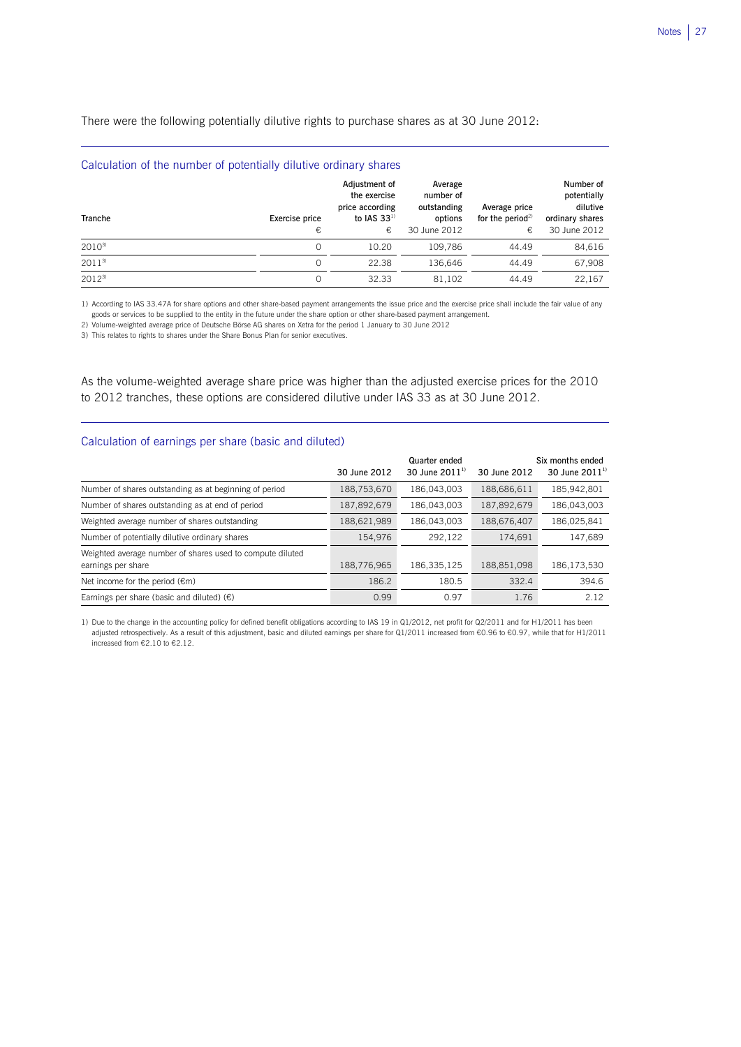There were the following potentially dilutive rights to purchase shares as at 30 June 2012:

### Calculation of the number of potentially dilutive ordinary shares

| Tranche | Exercise price € | Adjustment of the exercise price according to IAS 33[1) €] | Average number of outstanding options 30 June 2012 | Average price for the period[2)] € | Number of potentially dilutive ordinary shares 30 June 2012 |
|---|---|---|---|---|---|
| 2010[3)] | 0 | 10.20 | 109,786 | 44.49 | 84,616 |
| 2011[3)] | 0 | 22.38 | 136,646 | 44.49 | 67,908 |
| 2012[3)] | 0 | 32.33 | 81,102 | 44.49 | 22,167 |

1) According to IAS 33.47A for share options and other share-based payment arrangements the issue price and the exercise price shall include the fair value of any goods or services to be supplied to the entity in the future under the share option or other share-based payment arrangement.

2) Volume-weighted average price of Deutsche Börse AG shares on Xetra for the period 1 January to 30 June 2012

3) This relates to rights to shares under the Share Bonus Plan for senior executives.

As the volume-weighted average share price was higher than the adjusted exercise prices for the 2010 to 2012 tranches, these options are considered dilutive under IAS 33 as at 30 June 2012.

### Calculation of earnings per share (basic and diluted)

| | Quarter ended 30 June 2012 | Quarter ended 30 June 2011[1)] | Six months ended 30 June 2012 | Six months ended 30 June 2011[1)] |
|---|---|---|---|---|
| Number of shares outstanding as at beginning of period | 188,753,670 | 186,043,003 | 188,686,611 | 185,942,801 |
| Number of shares outstanding as at end of period | 187,892,679 | 186,043,003 | 187,892,679 | 186,043,003 |
| Weighted average number of shares outstanding | 188,621,989 | 186,043,003 | 188,676,407 | 186,025,841 |
| Number of potentially dilutive ordinary shares | 154,976 | 292,122 | 174,691 | 147,689 |
| Weighted average number of shares used to compute diluted earnings per share | 188,776,965 | 186,335,125 | 188,851,098 | 186,173,530 |
| Net income for the period (€m) | 186.2 | 180.5 | 332.4 | 394.6 |
| Earnings per share (basic and diluted) (€) | 0.99 | 0.97 | 1.76 | 2.12 |

1) Due to the change in the accounting policy for defined benefit obligations according to IAS 19 in Q1/2012, net profit for Q2/2011 and for H1/2011 has been adjusted retrospectively. As a result of this adjustment, basic and diluted earnings per share for Q1/2011 increased from €0.96 to €0.97, while that for H1/2011 increased from €2.10 to €2.12.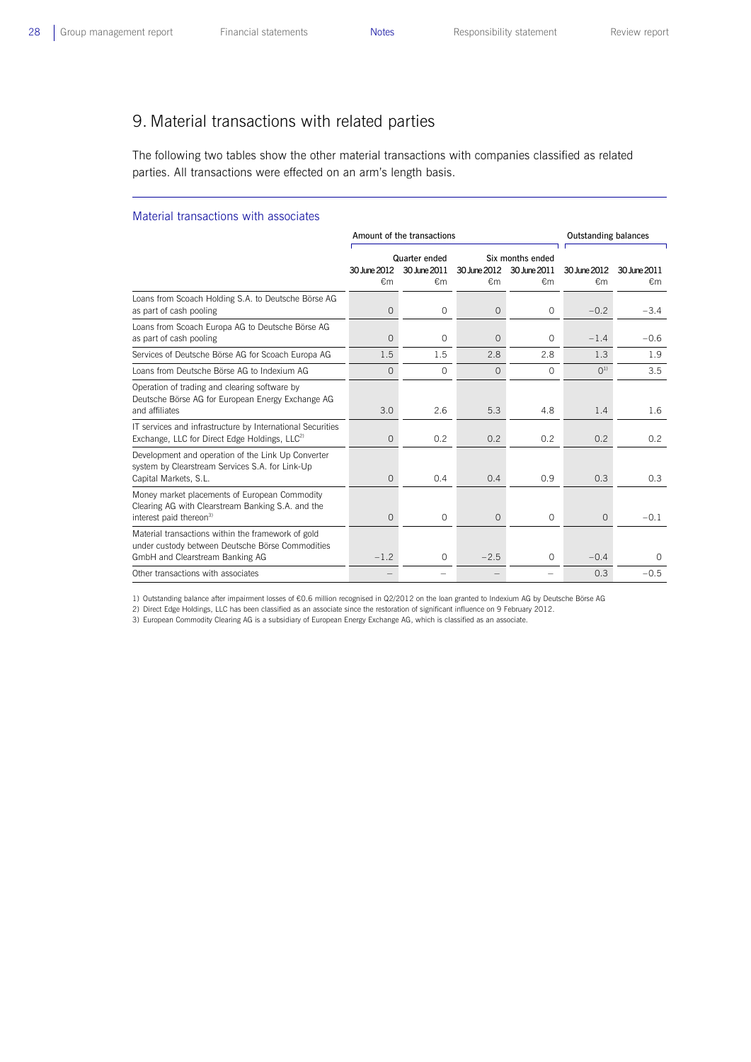## 9. Material transactions with related parties

The following two tables show the other material transactions with companies classified as related parties. All transactions were effected on an arm's length basis.

### Material transactions with associates

| | Amount of the transactions | | | | Outstanding balances | |
|---|---|---|---|---|---|---|
| | Quarter ended | | Six months ended | | | |
| | 30 June 2012 €m | 30 June 2011 €m | 30 June 2012 €m | 30 June 2011 €m | 30 June 2012 €m | 30 June 2011 €m |
| Loans from Scoach Holding S.A. to Deutsche Börse AG as part of cash pooling | 0 | 0 | 0 | 0 | –0.2 | –3.4 |
| Loans from Scoach Europa AG to Deutsche Börse AG as part of cash pooling | 0 | 0 | 0 | 0 | –1.4 | –0.6 |
| Services of Deutsche Börse AG for Scoach Europa AG | 1.5 | 1.5 | 2.8 | 2.8 | 1.3 | 1.9 |
| Loans from Deutsche Börse AG to Indexium AG | 0 | 0 | 0 | 0 | 0[1] | 3.5 |
| Operation of trading and clearing software by Deutsche Börse AG for European Energy Exchange AG and affiliates | 3.0 | 2.6 | 5.3 | 4.8 | 1.4 | 1.6 |
| IT services and infrastructure by International Securities Exchange, LLC for Direct Edge Holdings, LLC[2] | 0 | 0.2 | 0.2 | 0.2 | 0.2 | 0.2 |
| Development and operation of the Link Up Converter system by Clearstream Services S.A. for Link-Up Capital Markets, S.L. | 0 | 0.4 | 0.4 | 0.9 | 0.3 | 0.3 |
| Money market placements of European Commodity Clearing AG with Clearstream Banking S.A. and the interest paid thereon[3] | 0 | 0 | 0 | 0 | 0 | –0.1 |
| Material transactions within the framework of gold under custody between Deutsche Börse Commodities GmbH and Clearstream Banking AG | –1.2 | 0 | –2.5 | 0 | –0.4 | 0 |
| Other transactions with associates | – | – | – | – | 0.3 | –0.5 |

1) Outstanding balance after impairment losses of €0.6 million recognised in Q2/2012 on the loan granted to Indexium AG by Deutsche Börse AG

2) Direct Edge Holdings, LLC has been classified as an associate since the restoration of significant influence on 9 February 2012.

3) European Commodity Clearing AG is a subsidiary of European Energy Exchange AG, which is classified as an associate.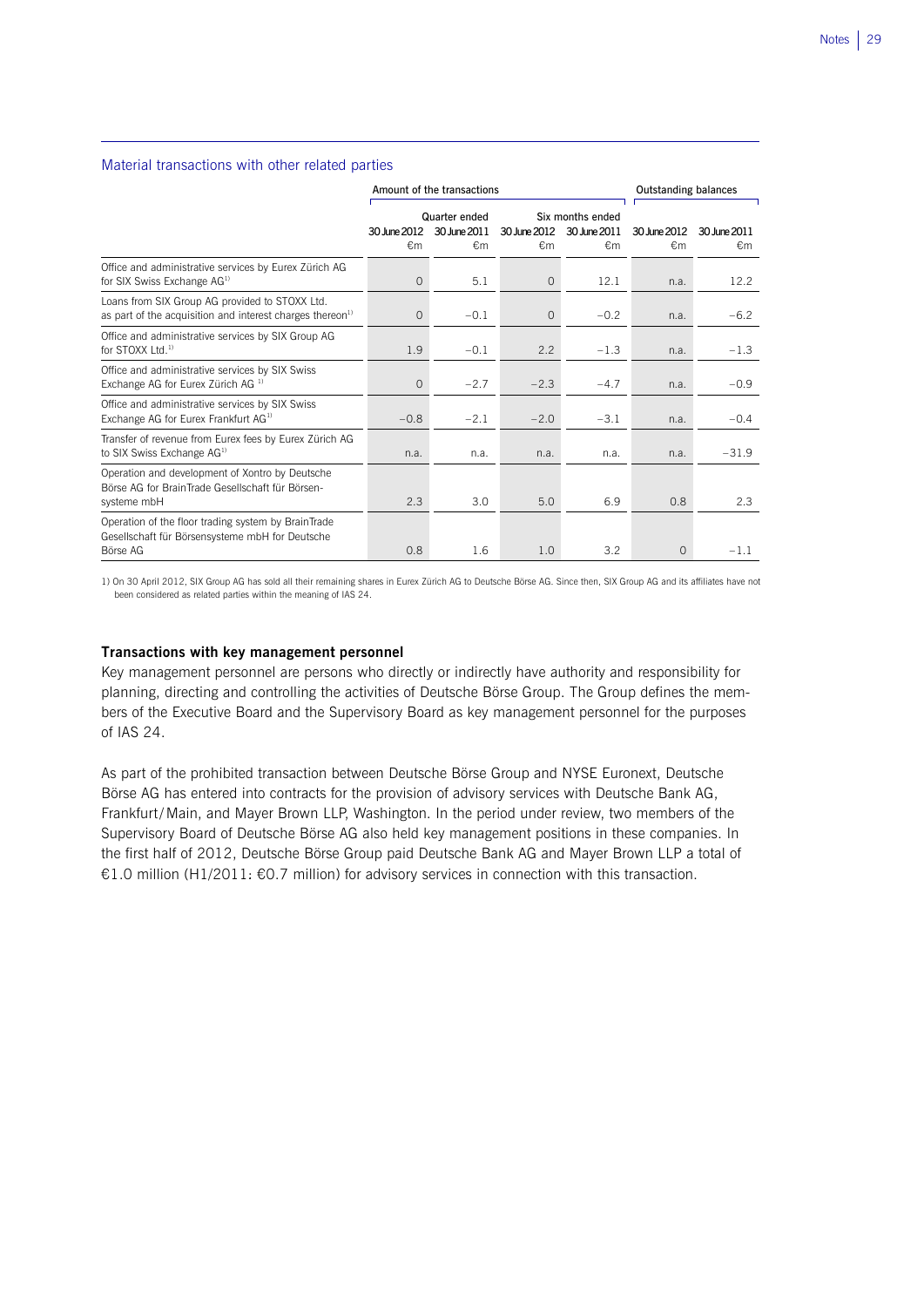## Material transactions with other related parties

| | Amount of the transactions | | | | Outstanding balances | |
|---|---|---|---|---|---|---|
| | Quarter ended | | Six months ended | | | |
| | 30 June 2012 €m | 30 June 2011 €m | 30 June 2012 €m | 30 June 2011 €m | 30 June 2012 €m | 30 June 2011 €m |
| Office and administrative services by Eurex Zürich AG for SIX Swiss Exchange AG[1] | 0 | 5.1 | 0 | 12.1 | n.a. | 12.2 |
| Loans from SIX Group AG provided to STOXX Ltd. as part of the acquisition and interest charges thereon[1] | 0 | −0.1 | 0 | −0.2 | n.a. | −6.2 |
| Office and administrative services by SIX Group AG for STOXX Ltd.[1] | 1.9 | −0.1 | 2.2 | −1.3 | n.a. | −1.3 |
| Office and administrative services by SIX Swiss Exchange AG for Eurex Zürich AG[1] | 0 | −2.7 | −2.3 | −4.7 | n.a. | −0.9 |
| Office and administrative services by SIX Swiss Exchange AG for Eurex Frankfurt AG[1] | −0.8 | −2.1 | −2.0 | −3.1 | n.a. | −0.4 |
| Transfer of revenue from Eurex fees by Eurex Zürich AG to SIX Swiss Exchange AG[1] | n.a. | n.a. | n.a. | n.a. | n.a. | −31.9 |
| Operation and development of Xontro by Deutsche Börse AG for BrainTrade Gesellschaft für Börsensysteme mbH | 2.3 | 3.0 | 5.0 | 6.9 | 0.8 | 2.3 |
| Operation of the floor trading system by BrainTrade Gesellschaft für Börsensysteme mbH for Deutsche Börse AG | 0.8 | 1.6 | 1.0 | 3.2 | 0 | −1.1 |

1) On 30 April 2012, SIX Group AG has sold all their remaining shares in Eurex Zürich AG to Deutsche Börse AG. Since then, SIX Group AG and its affiliates have not been considered as related parties within the meaning of IAS 24.

### Transactions with key management personnel

Key management personnel are persons who directly or indirectly have authority and responsibility for planning, directing and controlling the activities of Deutsche Börse Group. The Group defines the members of the Executive Board and the Supervisory Board as key management personnel for the purposes of IAS 24.

As part of the prohibited transaction between Deutsche Börse Group and NYSE Euronext, Deutsche Börse AG has entered into contracts for the provision of advisory services with Deutsche Bank AG, Frankfurt/Main, and Mayer Brown LLP, Washington. In the period under review, two members of the Supervisory Board of Deutsche Börse AG also held key management positions in these companies. In the first half of 2012, Deutsche Börse Group paid Deutsche Bank AG and Mayer Brown LLP a total of €1.0 million (H1/2011: €0.7 million) for advisory services in connection with this transaction.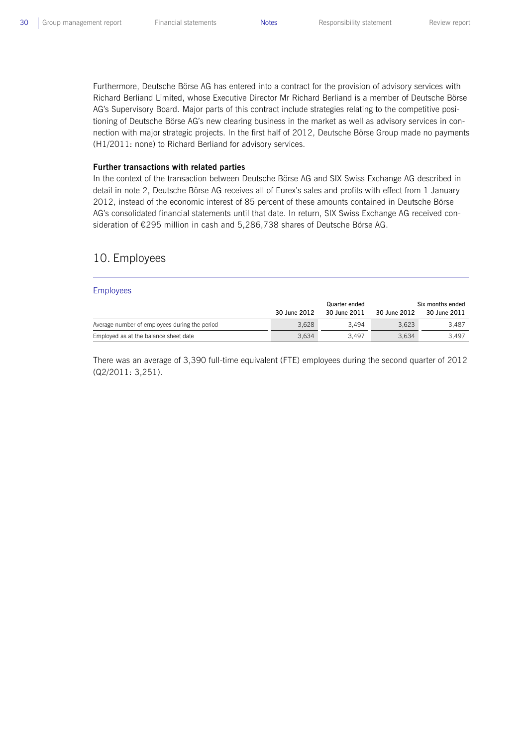Furthermore, Deutsche Börse AG has entered into a contract for the provision of advisory services with Richard Berliand Limited, whose Executive Director Mr Richard Berliand is a member of Deutsche Börse AG's Supervisory Board. Major parts of this contract include strategies relating to the competitive positioning of Deutsche Börse AG's new clearing business in the market as well as advisory services in connection with major strategic projects. In the first half of 2012, Deutsche Börse Group made no payments (H1/2011: none) to Richard Berliand for advisory services.

**Further transactions with related parties**

In the context of the transaction between Deutsche Börse AG and SIX Swiss Exchange AG described in detail in note 2, Deutsche Börse AG receives all of Eurex's sales and profits with effect from 1 January 2012, instead of the economic interest of 85 percent of these amounts contained in Deutsche Börse AG's consolidated financial statements until that date. In return, SIX Swiss Exchange AG received consideration of €295 million in cash and 5,286,738 shares of Deutsche Börse AG.

## 10. Employees

### Employees

| | Quarter ended | | Six months ended | |
|---|---|---|---|---|
| | 30 June 2012 | 30 June 2011 | 30 June 2012 | 30 June 2011 |
| Average number of employees during the period | 3,628 | 3,494 | 3,623 | 3,487 |
| Employed as at the balance sheet date | 3,634 | 3,497 | 3,634 | 3,497 |

There was an average of 3,390 full-time equivalent (FTE) employees during the second quarter of 2012 (Q2/2011: 3,251).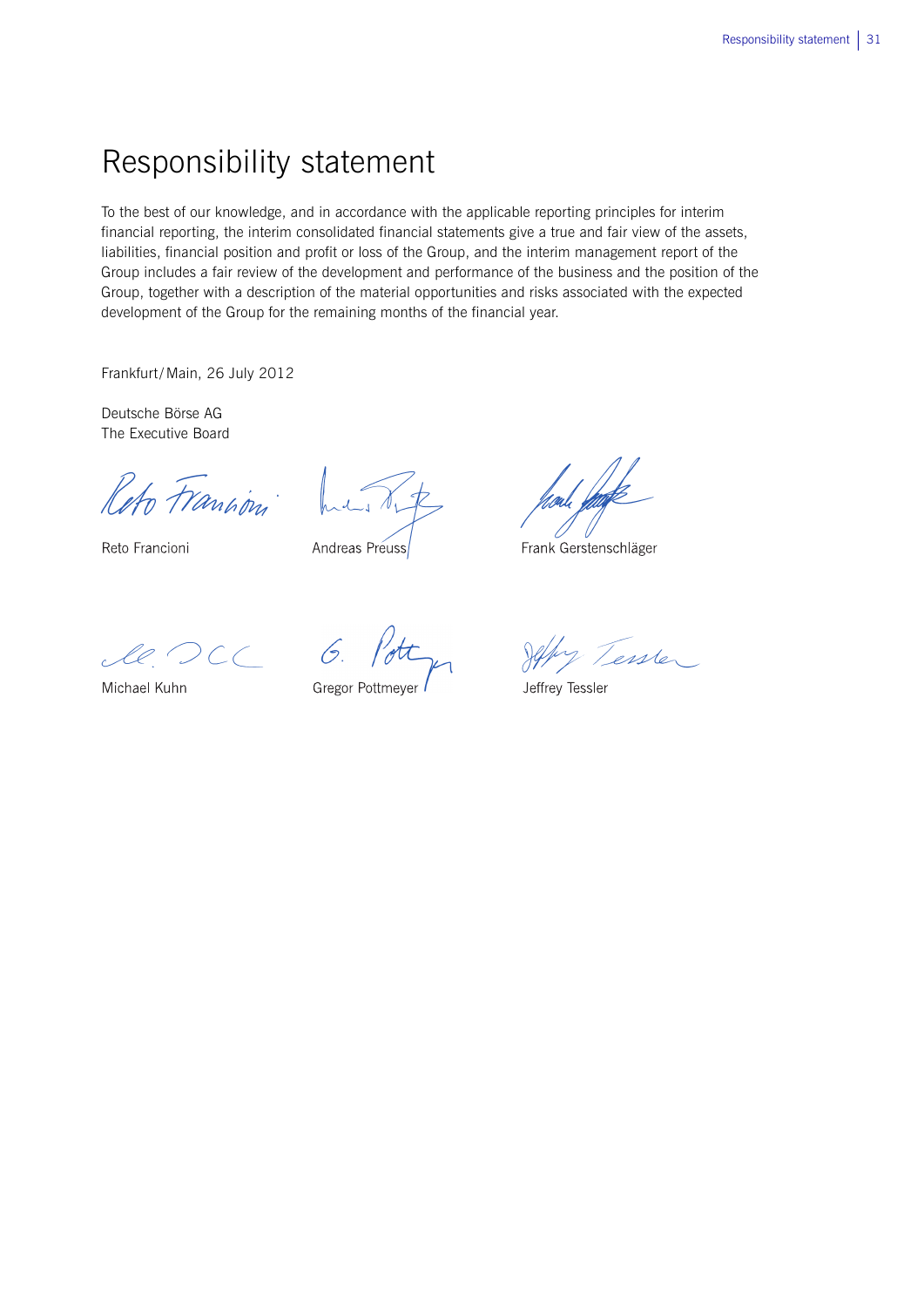# Responsibility statement

To the best of our knowledge, and in accordance with the applicable reporting principles for interim financial reporting, the interim consolidated financial statements give a true and fair view of the assets, liabilities, financial position and profit or loss of the Group, and the interim management report of the Group includes a fair review of the development and performance of the business and the position of the Group, together with a description of the material opportunities and risks associated with the expected development of the Group for the remaining months of the financial year.

Frankfurt/Main, 26 July 2012

Deutsche Börse AG
The Executive Board

Reto Francioni    Andreas Preuss    Frank Gerstenschläger

Michael Kuhn    Gregor Pottmeyer    Jeffrey Tessler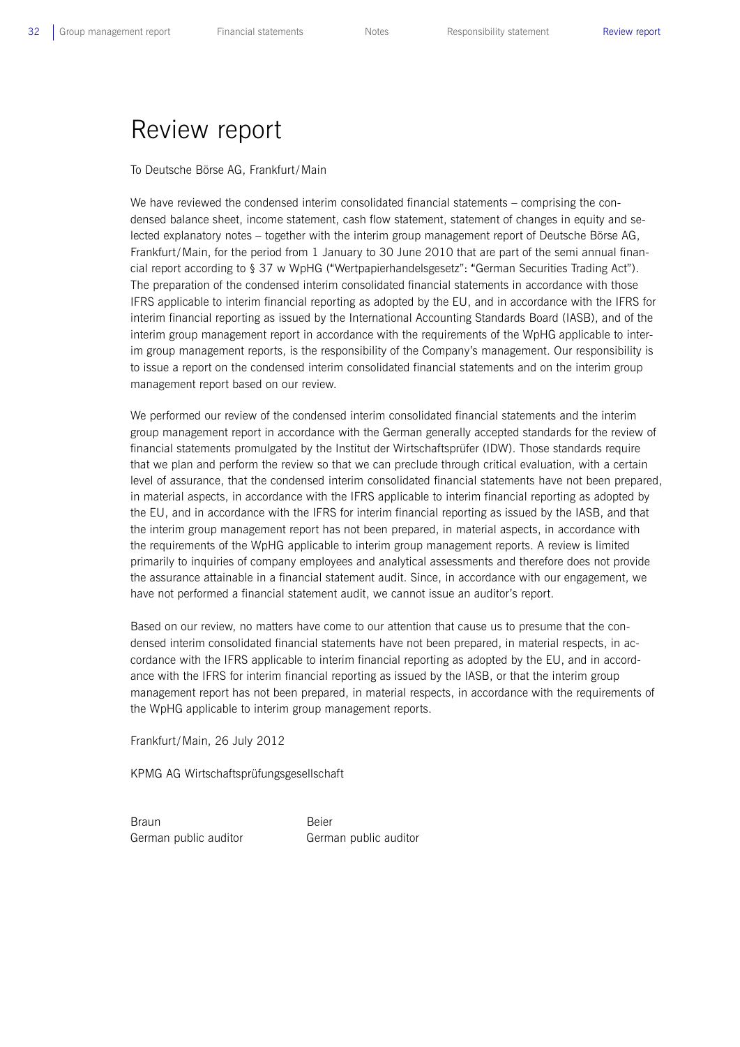# Review report

To Deutsche Börse AG, Frankfurt/Main

We have reviewed the condensed interim consolidated financial statements – comprising the condensed balance sheet, income statement, cash flow statement, statement of changes in equity and selected explanatory notes – together with the interim group management report of Deutsche Börse AG, Frankfurt/Main, for the period from 1 January to 30 June 2010 that are part of the semi annual financial report according to § 37 w WpHG ("Wertpapierhandelsgesetz": "German Securities Trading Act"). The preparation of the condensed interim consolidated financial statements in accordance with those IFRS applicable to interim financial reporting as adopted by the EU, and in accordance with the IFRS for interim financial reporting as issued by the International Accounting Standards Board (IASB), and of the interim group management report in accordance with the requirements of the WpHG applicable to interim group management reports, is the responsibility of the Company's management. Our responsibility is to issue a report on the condensed interim consolidated financial statements and on the interim group management report based on our review.

We performed our review of the condensed interim consolidated financial statements and the interim group management report in accordance with the German generally accepted standards for the review of financial statements promulgated by the Institut der Wirtschaftsprüfer (IDW). Those standards require that we plan and perform the review so that we can preclude through critical evaluation, with a certain level of assurance, that the condensed interim consolidated financial statements have not been prepared, in material aspects, in accordance with the IFRS applicable to interim financial reporting as adopted by the EU, and in accordance with the IFRS for interim financial reporting as issued by the IASB, and that the interim group management report has not been prepared, in material aspects, in accordance with the requirements of the WpHG applicable to interim group management reports. A review is limited primarily to inquiries of company employees and analytical assessments and therefore does not provide the assurance attainable in a financial statement audit. Since, in accordance with our engagement, we have not performed a financial statement audit, we cannot issue an auditor's report.

Based on our review, no matters have come to our attention that cause us to presume that the condensed interim consolidated financial statements have not been prepared, in material respects, in accordance with the IFRS applicable to interim financial reporting as adopted by the EU, and in accordance with the IFRS for interim financial reporting as issued by the IASB, or that the interim group management report has not been prepared, in material respects, in accordance with the requirements of the WpHG applicable to interim group management reports.

Frankfurt/Main, 26 July 2012

KPMG AG Wirtschaftsprüfungsgesellschaft

Braun
German public auditor

Beier
German public auditor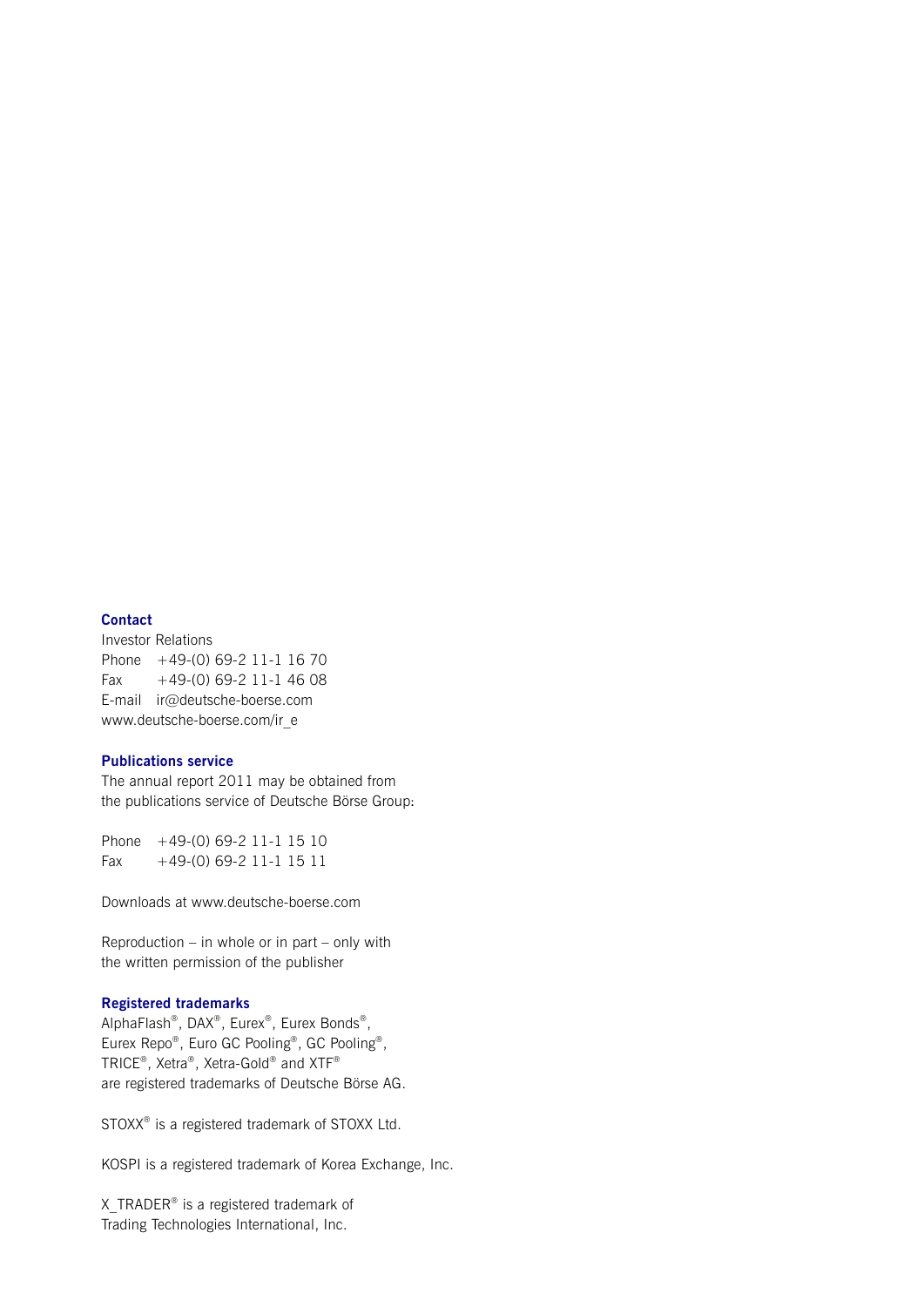## Contact

Investor Relations
Phone +49-(0) 69-2 11-1 16 70
Fax +49-(0) 69-2 11-1 46 08
E-mail ir@deutsche-boerse.com
www.deutsche-boerse.com/ir_e

## Publications service

The annual report 2011 may be obtained from the publications service of Deutsche Börse Group:

Phone +49-(0) 69-2 11-1 15 10
Fax +49-(0) 69-2 11-1 15 11

Downloads at www.deutsche-boerse.com

Reproduction – in whole or in part – only with the written permission of the publisher

## Registered trademarks

AlphaFlash®, DAX®, Eurex®, Eurex Bonds®, Eurex Repo®, Euro GC Pooling®, GC Pooling®, TRICE®, Xetra®, Xetra-Gold® and XTF® are registered trademarks of Deutsche Börse AG.

STOXX® is a registered trademark of STOXX Ltd.

KOSPI is a registered trademark of Korea Exchange, Inc.

X_TRADER® is a registered trademark of Trading Technologies International, Inc.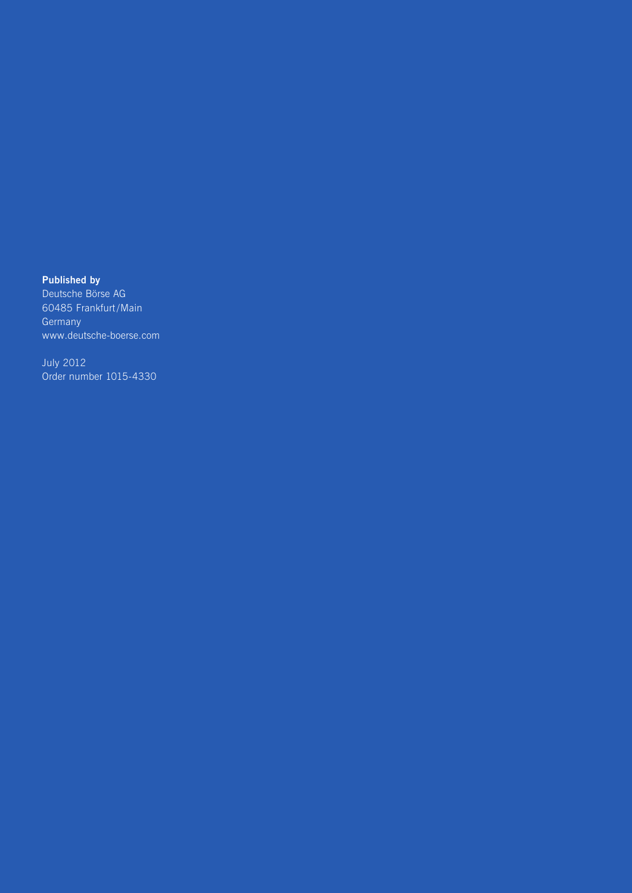**Published by**
Deutsche Börse AG
60485 Frankfurt/Main
Germany
www.deutsche-boerse.com

July 2012
Order number 1015-4330